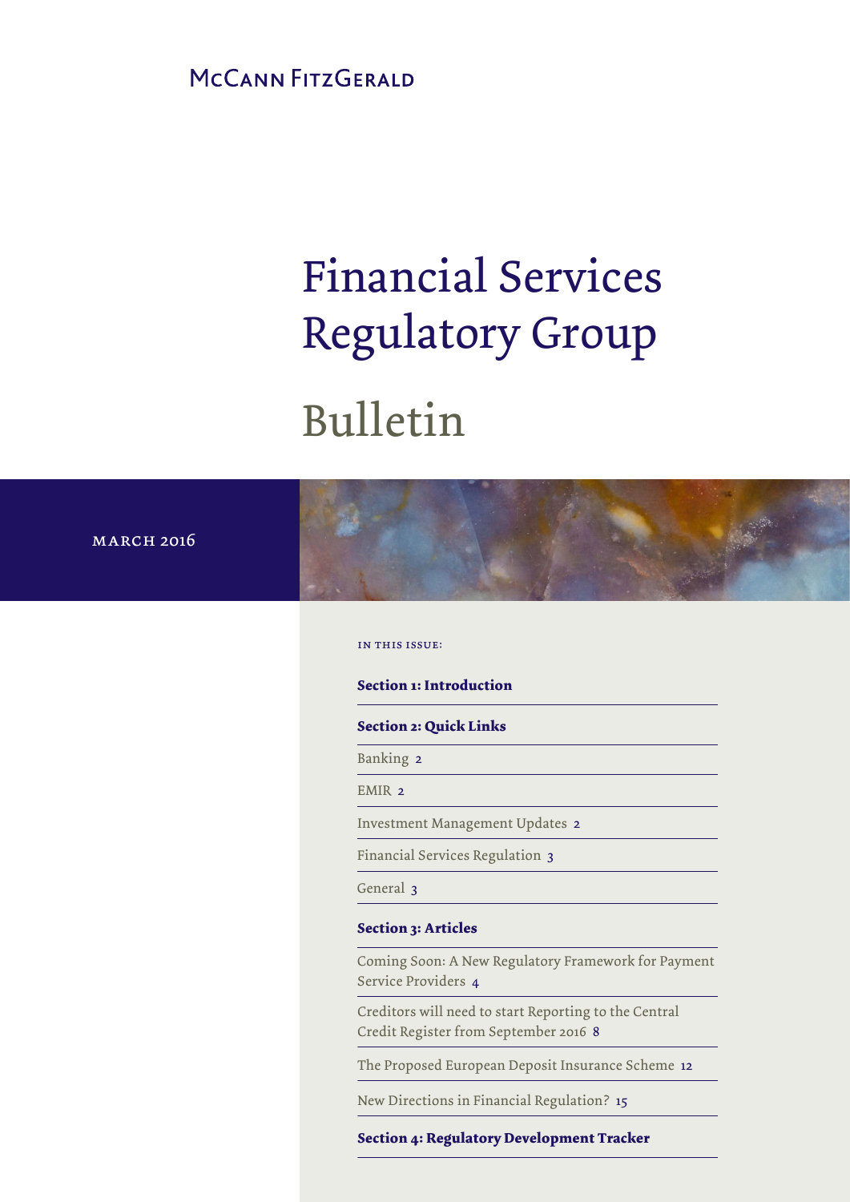McCann FitzGerald

# Financial Services Regulatory Group

# Bulletin

MARCH 2016

IN THIS ISSUE:

**Section 1: Introduction**

**Section 2: Quick Links**

Banking 2

EMIR 2

Investment Management Updates 2

Financial Services Regulation 3

General 3

**Section 3: Articles**

Coming Soon: A New Regulatory Framework for Payment Service Providers 4

Creditors will need to start Reporting to the Central Credit Register from September 2016 8

The Proposed European Deposit Insurance Scheme 12

New Directions in Financial Regulation? 15

**Section 4: Regulatory Development Tracker**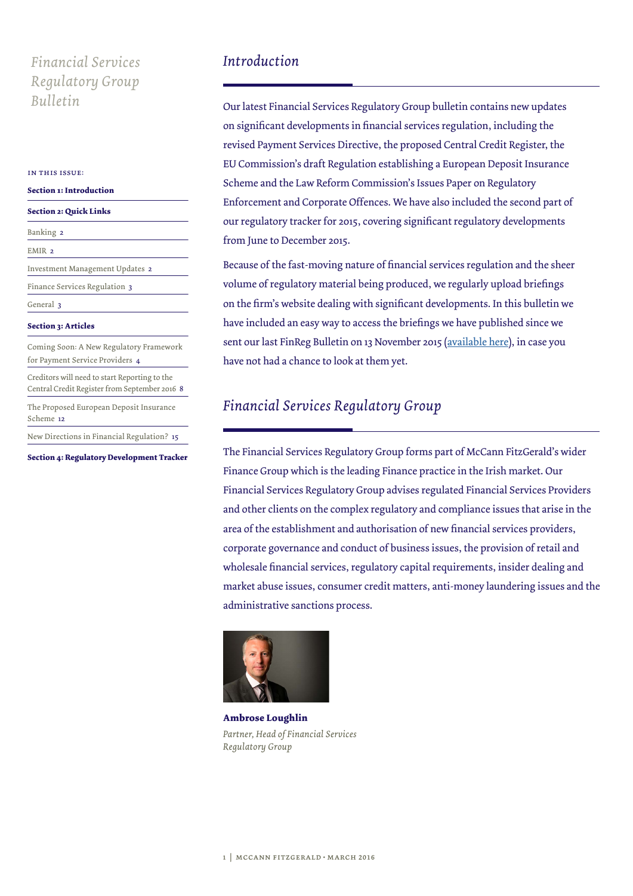# Financial Services Regulatory Group Bulletin

IN THIS ISSUE:

**Section 1: Introduction**

**Section 2: Quick Links**

Banking 2

EMIR 2

Investment Management Updates 2

Finance Services Regulation 3

General 3

**Section 3: Articles**

Coming Soon: A New Regulatory Framework for Payment Service Providers 4

Creditors will need to start Reporting to the Central Credit Register from September 2016 8

The Proposed European Deposit Insurance Scheme 12

New Directions in Financial Regulation? 15

**Section 4: Regulatory Development Tracker**

## *Introduction*

Our latest Financial Services Regulatory Group bulletin contains new updates on significant developments in financial services regulation, including the revised Payment Services Directive, the proposed Central Credit Register, the EU Commission's draft Regulation establishing a European Deposit Insurance Scheme and the Law Reform Commission's Issues Paper on Regulatory Enforcement and Corporate Offences. We have also included the second part of our regulatory tracker for 2015, covering significant regulatory developments from June to December 2015.

Because of the fast-moving nature of financial services regulation and the sheer volume of regulatory material being produced, we regularly upload briefings on the firm's website dealing with significant developments. In this bulletin we have included an easy way to access the briefings we have published since we sent our last FinReg Bulletin on 13 November 2015 (available here), in case you have not had a chance to look at them yet.

## *Financial Services Regulatory Group*

The Financial Services Regulatory Group forms part of McCann FitzGerald's wider Finance Group which is the leading Finance practice in the Irish market. Our Financial Services Regulatory Group advises regulated Financial Services Providers and other clients on the complex regulatory and compliance issues that arise in the area of the establishment and authorisation of new financial services providers, corporate governance and conduct of business issues, the provision of retail and wholesale financial services, regulatory capital requirements, insider dealing and market abuse issues, consumer credit matters, anti-money laundering issues and the administrative sanctions process.

**Ambrose Loughlin**
*Partner, Head of Financial Services Regulatory Group*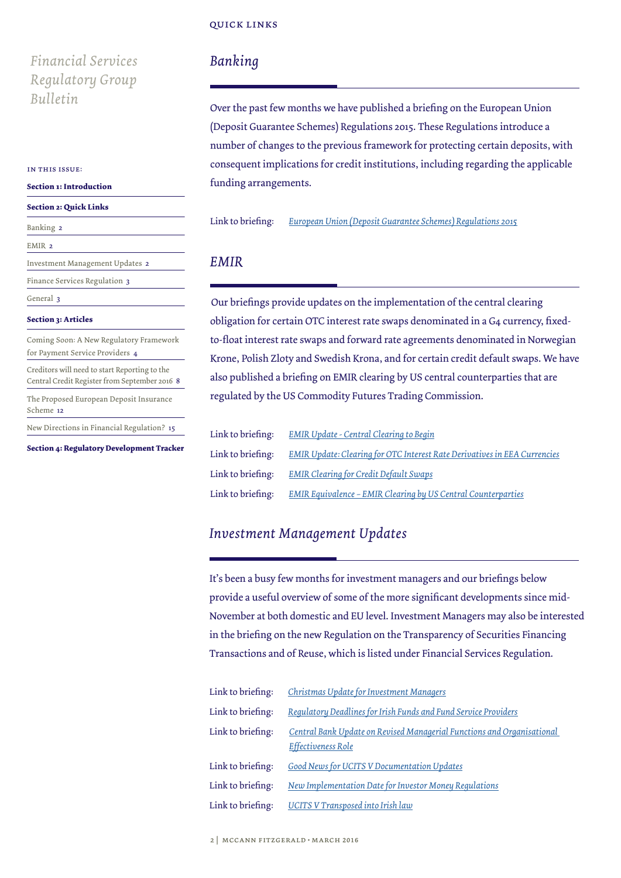Financial Services Regulatory Group Bulletin

IN THIS ISSUE:

**Section 1: Introduction**

**Section 2: Quick Links**

Banking 2

EMIR 2

Investment Management Updates 2

Finance Services Regulation 3

General 3

**Section 3: Articles**

Coming Soon: A New Regulatory Framework for Payment Service Providers 4

Creditors will need to start Reporting to the Central Credit Register from September 2016 8

The Proposed European Deposit Insurance Scheme 12

New Directions in Financial Regulation? 15

**Section 4: Regulatory Development Tracker**

QUICK LINKS

## *Banking*

Over the past few months we have published a briefing on the European Union (Deposit Guarantee Schemes) Regulations 2015. These Regulations introduce a number of changes to the previous framework for protecting certain deposits, with consequent implications for credit institutions, including regarding the applicable funding arrangements.

Link to briefing: *European Union (Deposit Guarantee Schemes) Regulations 2015*

## *EMIR*

Our briefings provide updates on the implementation of the central clearing obligation for certain OTC interest rate swaps denominated in a G4 currency, fixed-to-float interest rate swaps and forward rate agreements denominated in Norwegian Krone, Polish Zloty and Swedish Krona, and for certain credit default swaps. We have also published a briefing on EMIR clearing by US central counterparties that are regulated by the US Commodity Futures Trading Commission.

Link to briefing: *EMIR Update - Central Clearing to Begin*

Link to briefing: *EMIR Update: Clearing for OTC Interest Rate Derivatives in EEA Currencies*

Link to briefing: *EMIR Clearing for Credit Default Swaps*

Link to briefing: *EMIR Equivalence – EMIR Clearing by US Central Counterparties*

## *Investment Management Updates*

It's been a busy few months for investment managers and our briefings below provide a useful overview of some of the more significant developments since mid-November at both domestic and EU level. Investment Managers may also be interested in the briefing on the new Regulation on the Transparency of Securities Financing Transactions and of Reuse, which is listed under Financial Services Regulation.

Link to briefing: *Christmas Update for Investment Managers*

Link to briefing: *Regulatory Deadlines for Irish Funds and Fund Service Providers*

Link to briefing: *Central Bank Update on Revised Managerial Functions and Organisational Effectiveness Role*

Link to briefing: *Good News for UCITS V Documentation Updates*

Link to briefing: *New Implementation Date for Investor Money Regulations*

Link to briefing: *UCITS V Transposed into Irish law*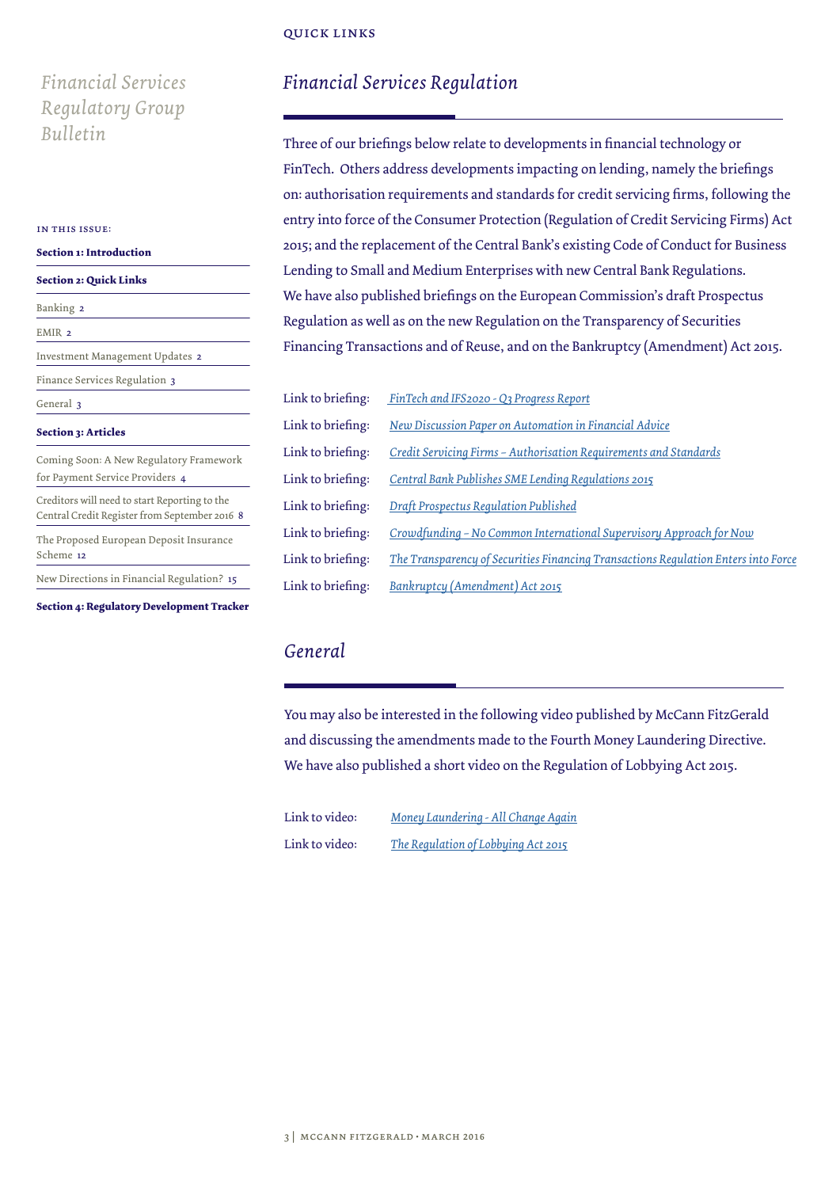# Financial Services Regulatory Group Bulletin

QUICK LINKS

IN THIS ISSUE:

**Section 1: Introduction**

**Section 2: Quick Links**

Banking 2

EMIR 2

Investment Management Updates 2

Finance Services Regulation 3

General 3

**Section 3: Articles**

Coming Soon: A New Regulatory Framework for Payment Service Providers 4

Creditors will need to start Reporting to the Central Credit Register from September 2016 8

The Proposed European Deposit Insurance Scheme 12

New Directions in Financial Regulation? 15

**Section 4: Regulatory Development Tracker**

## *Financial Services Regulation*

Three of our briefings below relate to developments in financial technology or FinTech. Others address developments impacting on lending, namely the briefings on: authorisation requirements and standards for credit servicing firms, following the entry into force of the Consumer Protection (Regulation of Credit Servicing Firms) Act 2015; and the replacement of the Central Bank's existing Code of Conduct for Business Lending to Small and Medium Enterprises with new Central Bank Regulations. We have also published briefings on the European Commission's draft Prospectus Regulation as well as on the new Regulation on the Transparency of Securities Financing Transactions and of Reuse, and on the Bankruptcy (Amendment) Act 2015.

Link to briefing: *FinTech and IFS2020 - Q3 Progress Report*

Link to briefing: *New Discussion Paper on Automation in Financial Advice*

Link to briefing: *Credit Servicing Firms – Authorisation Requirements and Standards*

Link to briefing: *Central Bank Publishes SME Lending Regulations 2015*

Link to briefing: *Draft Prospectus Regulation Published*

Link to briefing: *Crowdfunding – No Common International Supervisory Approach for Now*

Link to briefing: *The Transparency of Securities Financing Transactions Regulation Enters into Force*

Link to briefing: *Bankruptcy (Amendment) Act 2015*

## *General*

You may also be interested in the following video published by McCann FitzGerald and discussing the amendments made to the Fourth Money Laundering Directive. We have also published a short video on the Regulation of Lobbying Act 2015.

Link to video: *Money Laundering - All Change Again*

Link to video: *The Regulation of Lobbying Act 2015*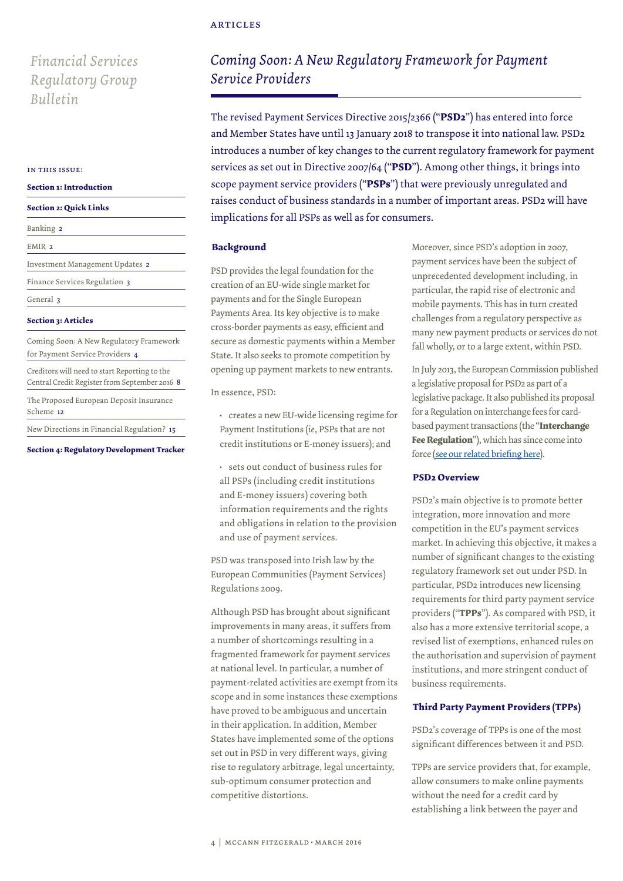# Coming Soon: A New Regulatory Framework for Payment Service Providers

The revised Payment Services Directive 2015/2366 ("**PSD2**") has entered into force and Member States have until 13 January 2018 to transpose it into national law. PSD2 introduces a number of key changes to the current regulatory framework for payment services as set out in Directive 2007/64 ("**PSD**"). Among other things, it brings into scope payment service providers ("**PSPs**") that were previously unregulated and raises conduct of business standards in a number of important areas. PSD2 will have implications for all PSPs as well as for consumers.

## Background

PSD provides the legal foundation for the creation of an EU-wide single market for payments and for the Single European Payments Area. Its key objective is to make cross-border payments as easy, efficient and secure as domestic payments within a Member State. It also seeks to promote competition by opening up payment markets to new entrants.

In essence, PSD:

- creates a new EU-wide licensing regime for Payment Institutions (*ie*, PSPs that are not credit institutions or E-money issuers); and
- sets out conduct of business rules for all PSPs (including credit institutions and E-money issuers) covering both information requirements and the rights and obligations in relation to the provision and use of payment services.

PSD was transposed into Irish law by the European Communities (Payment Services) Regulations 2009.

Although PSD has brought about significant improvements in many areas, it suffers from a number of shortcomings resulting in a fragmented framework for payment services at national level. In particular, a number of payment-related activities are exempt from its scope and in some instances these exemptions have proved to be ambiguous and uncertain in their application. In addition, Member States have implemented some of the options set out in PSD in very different ways, giving rise to regulatory arbitrage, legal uncertainty, sub-optimum consumer protection and competitive distortions.

Moreover, since PSD's adoption in 2007, payment services have been the subject of unprecedented development including, in particular, the rapid rise of electronic and mobile payments. This has in turn created challenges from a regulatory perspective as many new payment products or services do not fall wholly, or to a large extent, within PSD.

In July 2013, the European Commission published a legislative proposal for PSD2 as part of a legislative package. It also published its proposal for a Regulation on interchange fees for card-based payment transactions (the "**Interchange Fee Regulation**"), which has since come into force (see our related briefing here).

## PSD2 Overview

PSD2's main objective is to promote better integration, more innovation and more competition in the EU's payment services market. In achieving this objective, it makes a number of significant changes to the existing regulatory framework set out under PSD. In particular, PSD2 introduces new licensing requirements for third party payment service providers ("**TPPs**"). As compared with PSD, it also has a more extensive territorial scope, a revised list of exemptions, enhanced rules on the authorisation and supervision of payment institutions, and more stringent conduct of business requirements.

## Third Party Payment Providers (TPPs)

PSD2's coverage of TPPs is one of the most significant differences between it and PSD.

TPPs are service providers that, for example, allow consumers to make online payments without the need for a credit card by establishing a link between the payer and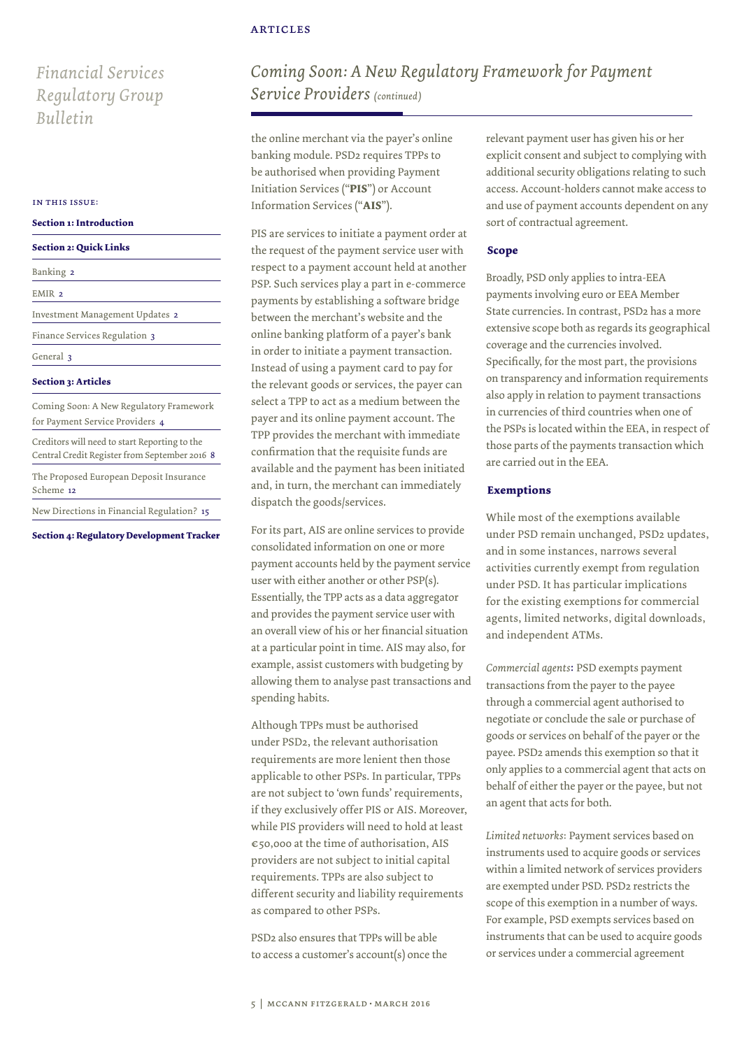the online merchant via the payer's online banking module. PSD2 requires TPPs to be authorised when providing Payment Initiation Services ("**PIS**") or Account Information Services ("**AIS**").

PIS are services to initiate a payment order at the request of the payment service user with respect to a payment account held at another PSP. Such services play a part in e-commerce payments by establishing a software bridge between the merchant's website and the online banking platform of a payer's bank in order to initiate a payment transaction. Instead of using a payment card to pay for the relevant goods or services, the payer can select a TPP to act as a medium between the payer and its online payment account. The TPP provides the merchant with immediate confirmation that the requisite funds are available and the payment has been initiated and, in turn, the merchant can immediately dispatch the goods/services.

For its part, AIS are online services to provide consolidated information on one or more payment accounts held by the payment service user with either another or other PSP(s). Essentially, the TPP acts as a data aggregator and provides the payment service user with an overall view of his or her financial situation at a particular point in time. AIS may also, for example, assist customers with budgeting by allowing them to analyse past transactions and spending habits.

Although TPPs must be authorised under PSD2, the relevant authorisation requirements are more lenient then those applicable to other PSPs. In particular, TPPs are not subject to 'own funds' requirements, if they exclusively offer PIS or AIS. Moreover, while PIS providers will need to hold at least €50,000 at the time of authorisation, AIS providers are not subject to initial capital requirements. TPPs are also subject to different security and liability requirements as compared to other PSPs.

PSD2 also ensures that TPPs will be able to access a customer's account(s) once the relevant payment user has given his or her explicit consent and subject to complying with additional security obligations relating to such access. Account-holders cannot make access to and use of payment accounts dependent on any sort of contractual agreement.

### Scope

Broadly, PSD only applies to intra-EEA payments involving euro or EEA Member State currencies. In contrast, PSD2 has a more extensive scope both as regards its geographical coverage and the currencies involved. Specifically, for the most part, the provisions on transparency and information requirements also apply in relation to payment transactions in currencies of third countries when one of the PSPs is located within the EEA, in respect of those parts of the payments transaction which are carried out in the EEA.

### Exemptions

While most of the exemptions available under PSD remain unchanged, PSD2 updates, and in some instances, narrows several activities currently exempt from regulation under PSD. It has particular implications for the existing exemptions for commercial agents, limited networks, digital downloads, and independent ATMs.

*Commercial agents*: PSD exempts payment transactions from the payer to the payee through a commercial agent authorised to negotiate or conclude the sale or purchase of goods or services on behalf of the payer or the payee. PSD2 amends this exemption so that it only applies to a commercial agent that acts on behalf of either the payer or the payee, but not an agent that acts for both.

*Limited networks*: Payment services based on instruments used to acquire goods or services within a limited network of services providers are exempted under PSD. PSD2 restricts the scope of this exemption in a number of ways. For example, PSD exempts services based on instruments that can be used to acquire goods or services under a commercial agreement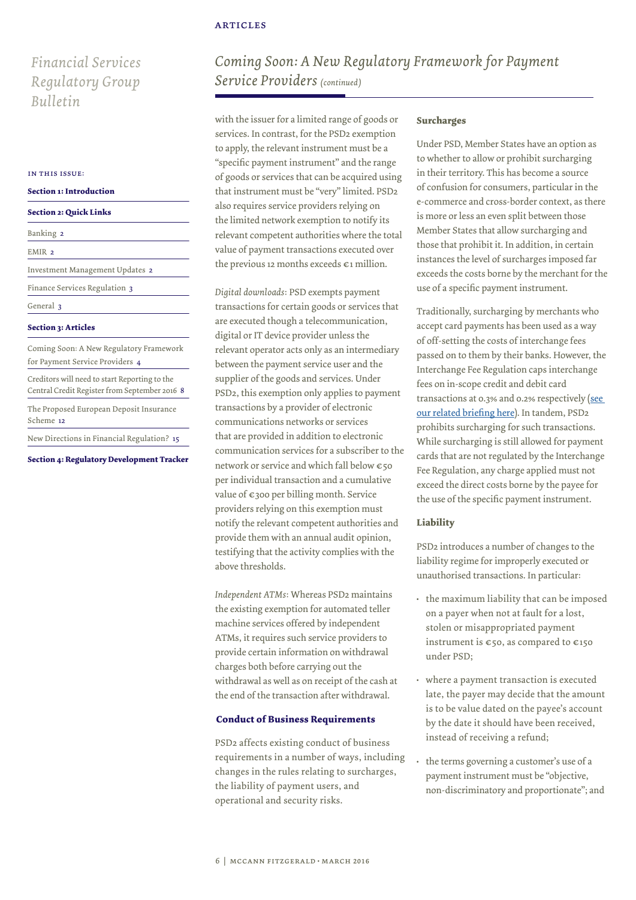## Coming Soon: A New Regulatory Framework for Payment Service Providers *(continued)*

with the issuer for a limited range of goods or services. In contrast, for the PSD2 exemption to apply, the relevant instrument must be a "specific payment instrument" and the range of goods or services that can be acquired using that instrument must be "very" limited. PSD2 also requires service providers relying on the limited network exemption to notify its relevant competent authorities where the total value of payment transactions executed over the previous 12 months exceeds €1 million.

*Digital downloads*: PSD exempts payment transactions for certain goods or services that are executed though a telecommunication, digital or IT device provider unless the relevant operator acts only as an intermediary between the payment service user and the supplier of the goods and services. Under PSD2, this exemption only applies to payment transactions by a provider of electronic communications networks or services that are provided in addition to electronic communication services for a subscriber to the network or service and which fall below €50 per individual transaction and a cumulative value of €300 per billing month. Service providers relying on this exemption must notify the relevant competent authorities and provide them with an annual audit opinion, testifying that the activity complies with the above thresholds.

*Independent ATMs*: Whereas PSD2 maintains the existing exemption for automated teller machine services offered by independent ATMs, it requires such service providers to provide certain information on withdrawal charges both before carrying out the withdrawal as well as on receipt of the cash at the end of the transaction after withdrawal.

### Conduct of Business Requirements

PSD2 affects existing conduct of business requirements in a number of ways, including changes in the rules relating to surcharges, the liability of payment users, and operational and security risks.

#### Surcharges

Under PSD, Member States have an option as to whether to allow or prohibit surcharging in their territory. This has become a source of confusion for consumers, particular in the e-commerce and cross-border context, as there is more or less an even split between those Member States that allow surcharging and those that prohibit it. In addition, in certain instances the level of surcharges imposed far exceeds the costs borne by the merchant for the use of a specific payment instrument.

Traditionally, surcharging by merchants who accept card payments has been used as a way of off-setting the costs of interchange fees passed on to them by their banks. However, the Interchange Fee Regulation caps interchange fees on in-scope credit and debit card transactions at 0.3% and 0.2% respectively (see our related briefing here). In tandem, PSD2 prohibits surcharging for such transactions. While surcharging is still allowed for payment cards that are not regulated by the Interchange Fee Regulation, any charge applied must not exceed the direct costs borne by the payee for the use of the specific payment instrument.

#### Liability

PSD2 introduces a number of changes to the liability regime for improperly executed or unauthorised transactions. In particular:

- the maximum liability that can be imposed on a payer when not at fault for a lost, stolen or misappropriated payment instrument is €50, as compared to €150 under PSD;
- where a payment transaction is executed late, the payer may decide that the amount is to be value dated on the payee's account by the date it should have been received, instead of receiving a refund;
- the terms governing a customer's use of a payment instrument must be "objective, non-discriminatory and proportionate"; and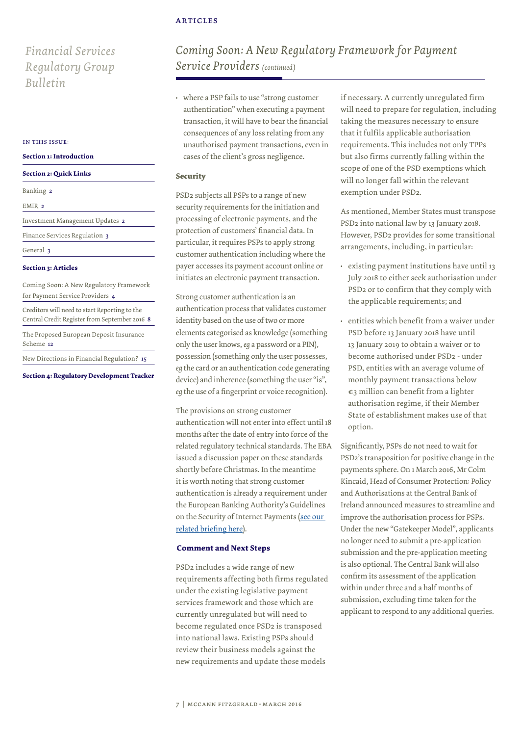## Coming Soon: A New Regulatory Framework for Payment Service Providers *(continued)*

- where a PSP fails to use "strong customer authentication" when executing a payment transaction, it will have to bear the financial consequences of any loss relating from any unauthorised payment transactions, even in cases of the client's gross negligence.

### Security

PSD2 subjects all PSPs to a range of new security requirements for the initiation and processing of electronic payments, and the protection of customers' financial data. In particular, it requires PSPs to apply strong customer authentication including where the payer accesses its payment account online or initiates an electronic payment transaction.

Strong customer authentication is an authentication process that validates customer identity based on the use of two or more elements categorised as knowledge (something only the user knows, *eg* a password or a PIN), possession (something only the user possesses, *eg* the card or an authentication code generating device) and inherence (something the user "is", *eg* the use of a fingerprint or voice recognition).

The provisions on strong customer authentication will not enter into effect until 18 months after the date of entry into force of the related regulatory technical standards. The EBA issued a discussion paper on these standards shortly before Christmas. In the meantime it is worth noting that strong customer authentication is already a requirement under the European Banking Authority's Guidelines on the Security of Internet Payments (see our related briefing here).

### Comment and Next Steps

PSD2 includes a wide range of new requirements affecting both firms regulated under the existing legislative payment services framework and those which are currently unregulated but will need to become regulated once PSD2 is transposed into national laws. Existing PSPs should review their business models against the new requirements and update those models if necessary. A currently unregulated firm will need to prepare for regulation, including taking the measures necessary to ensure that it fulfils applicable authorisation requirements. This includes not only TPPs but also firms currently falling within the scope of one of the PSD exemptions which will no longer fall within the relevant exemption under PSD2.

As mentioned, Member States must transpose PSD2 into national law by 13 January 2018. However, PSD2 provides for some transitional arrangements, including, in particular:

- existing payment institutions have until 13 July 2018 to either seek authorisation under PSD2 or to confirm that they comply with the applicable requirements; and
- entities which benefit from a waiver under PSD before 13 January 2018 have until 13 January 2019 to obtain a waiver or to become authorised under PSD2 - under PSD, entities with an average volume of monthly payment transactions below €3 million can benefit from a lighter authorisation regime, if their Member State of establishment makes use of that option.

Significantly, PSPs do not need to wait for PSD2's transposition for positive change in the payments sphere. On 1 March 2016, Mr Colm Kincaid, Head of Consumer Protection: Policy and Authorisations at the Central Bank of Ireland announced measures to streamline and improve the authorisation process for PSPs. Under the new "Gatekeeper Model", applicants no longer need to submit a pre-application submission and the pre-application meeting is also optional. The Central Bank will also confirm its assessment of the application within under three and a half months of submission, excluding time taken for the applicant to respond to any additional queries.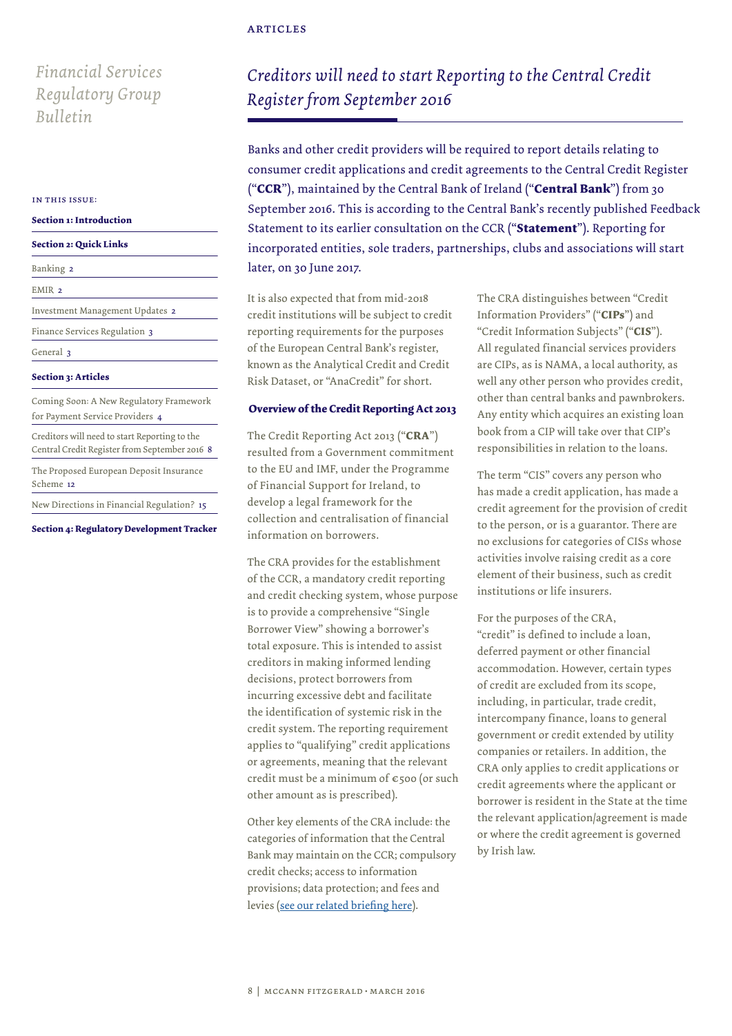# Creditors will need to start Reporting to the Central Credit Register from September 2016

Banks and other credit providers will be required to report details relating to consumer credit applications and credit agreements to the Central Credit Register ("**CCR**"), maintained by the Central Bank of Ireland ("**Central Bank**") from 30 September 2016. This is according to the Central Bank's recently published Feedback Statement to its earlier consultation on the CCR ("**Statement**"). Reporting for incorporated entities, sole traders, partnerships, clubs and associations will start later, on 30 June 2017.

It is also expected that from mid-2018 credit institutions will be subject to credit reporting requirements for the purposes of the European Central Bank's register, known as the Analytical Credit and Credit Risk Dataset, or "AnaCredit" for short.

### Overview of the Credit Reporting Act 2013

The Credit Reporting Act 2013 ("**CRA**") resulted from a Government commitment to the EU and IMF, under the Programme of Financial Support for Ireland, to develop a legal framework for the collection and centralisation of financial information on borrowers.

The CRA provides for the establishment of the CCR, a mandatory credit reporting and credit checking system, whose purpose is to provide a comprehensive "Single Borrower View" showing a borrower's total exposure. This is intended to assist creditors in making informed lending decisions, protect borrowers from incurring excessive debt and facilitate the identification of systemic risk in the credit system. The reporting requirement applies to "qualifying" credit applications or agreements, meaning that the relevant credit must be a minimum of €500 (or such other amount as is prescribed).

Other key elements of the CRA include: the categories of information that the Central Bank may maintain on the CCR; compulsory credit checks; access to information provisions; data protection; and fees and levies (see our related briefing here).

The CRA distinguishes between "Credit Information Providers" ("**CIPs**") and "Credit Information Subjects" ("**CIS**"). All regulated financial services providers are CIPs, as is NAMA, a local authority, as well any other person who provides credit, other than central banks and pawnbrokers. Any entity which acquires an existing loan book from a CIP will take over that CIP's responsibilities in relation to the loans.

The term "CIS" covers any person who has made a credit application, has made a credit agreement for the provision of credit to the person, or is a guarantor. There are no exclusions for categories of CISs whose activities involve raising credit as a core element of their business, such as credit institutions or life insurers.

For the purposes of the CRA, "credit" is defined to include a loan, deferred payment or other financial accommodation. However, certain types of credit are excluded from its scope, including, in particular, trade credit, intercompany finance, loans to general government or credit extended by utility companies or retailers. In addition, the CRA only applies to credit applications or credit agreements where the applicant or borrower is resident in the State at the time the relevant application/agreement is made or where the credit agreement is governed by Irish law.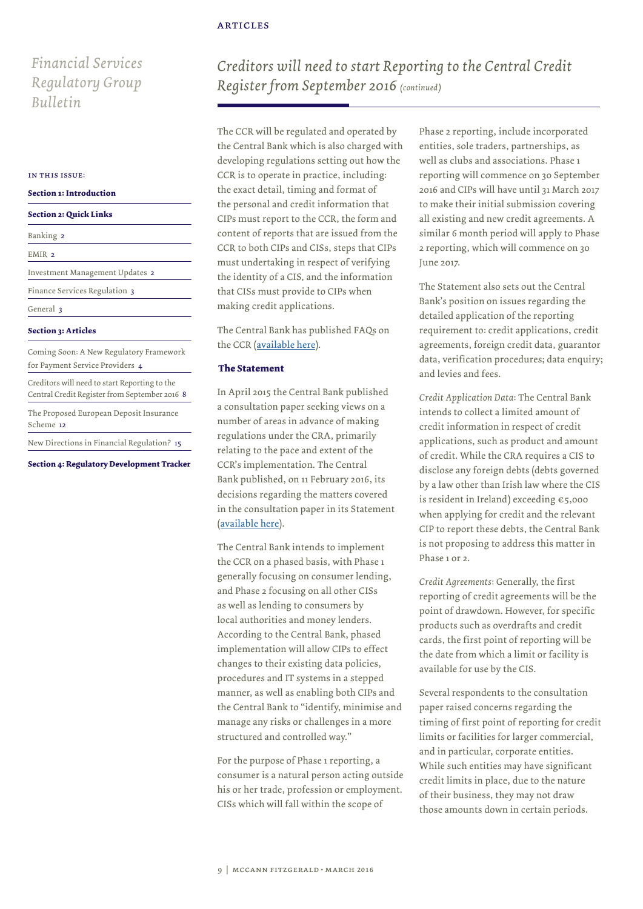# Creditors will need to start Reporting to the Central Credit Register from September 2016 *(continued)*

The CCR will be regulated and operated by the Central Bank which is also charged with developing regulations setting out how the CCR is to operate in practice, including: the exact detail, timing and format of the personal and credit information that CIPs must report to the CCR, the form and content of reports that are issued from the CCR to both CIPs and CISs, steps that CIPs must undertaking in respect of verifying the identity of a CIS, and the information that CISs must provide to CIPs when making credit applications.

The Central Bank has published FAQs on the CCR (available here).

### The Statement

In April 2015 the Central Bank published a consultation paper seeking views on a number of areas in advance of making regulations under the CRA, primarily relating to the pace and extent of the CCR's implementation. The Central Bank published, on 11 February 2016, its decisions regarding the matters covered in the consultation paper in its Statement (available here).

The Central Bank intends to implement the CCR on a phased basis, with Phase 1 generally focusing on consumer lending, and Phase 2 focusing on all other CISs as well as lending to consumers by local authorities and money lenders. According to the Central Bank, phased implementation will allow CIPs to effect changes to their existing data policies, procedures and IT systems in a stepped manner, as well as enabling both CIPs and the Central Bank to "identify, minimise and manage any risks or challenges in a more structured and controlled way."

For the purpose of Phase 1 reporting, a consumer is a natural person acting outside his or her trade, profession or employment. CISs which will fall within the scope of Phase 2 reporting, include incorporated entities, sole traders, partnerships, as well as clubs and associations. Phase 1 reporting will commence on 30 September 2016 and CIPs will have until 31 March 2017 to make their initial submission covering all existing and new credit agreements. A similar 6 month period will apply to Phase 2 reporting, which will commence on 30 June 2017.

The Statement also sets out the Central Bank's position on issues regarding the detailed application of the reporting requirement to: credit applications, credit agreements, foreign credit data, guarantor data, verification procedures; data enquiry; and levies and fees.

*Credit Application Data*: The Central Bank intends to collect a limited amount of credit information in respect of credit applications, such as product and amount of credit. While the CRA requires a CIS to disclose any foreign debts (debts governed by a law other than Irish law where the CIS is resident in Ireland) exceeding €5,000 when applying for credit and the relevant CIP to report these debts, the Central Bank is not proposing to address this matter in Phase 1 or 2.

*Credit Agreements*: Generally, the first reporting of credit agreements will be the point of drawdown. However, for specific products such as overdrafts and credit cards, the first point of reporting will be the date from which a limit or facility is available for use by the CIS.

Several respondents to the consultation paper raised concerns regarding the timing of first point of reporting for credit limits or facilities for larger commercial, and in particular, corporate entities. While such entities may have significant credit limits in place, due to the nature of their business, they may not draw those amounts down in certain periods.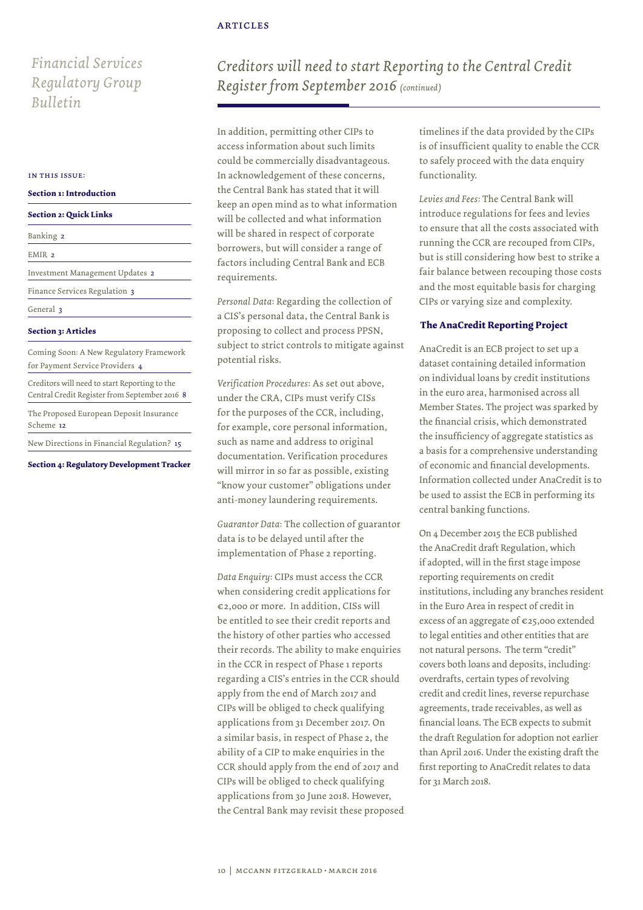## *Creditors will need to start Reporting to the Central Credit Register from September 2016 (continued)*

In addition, permitting other CIPs to access information about such limits could be commercially disadvantageous. In acknowledgement of these concerns, the Central Bank has stated that it will keep an open mind as to what information will be collected and what information will be shared in respect of corporate borrowers, but will consider a range of factors including Central Bank and ECB requirements.

*Personal Data:* Regarding the collection of a CIS's personal data, the Central Bank is proposing to collect and process PPSN, subject to strict controls to mitigate against potential risks.

*Verification Procedures:* As set out above, under the CRA, CIPs must verify CISs for the purposes of the CCR, including, for example, core personal information, such as name and address to original documentation. Verification procedures will mirror in so far as possible, existing "know your customer" obligations under anti-money laundering requirements.

*Guarantor Data:* The collection of guarantor data is to be delayed until after the implementation of Phase 2 reporting.

*Data Enquiry:* CIPs must access the CCR when considering credit applications for €2,000 or more. In addition, CISs will be entitled to see their credit reports and the history of other parties who accessed their records. The ability to make enquiries in the CCR in respect of Phase 1 reports regarding a CIS's entries in the CCR should apply from the end of March 2017 and CIPs will be obliged to check qualifying applications from 31 December 2017. On a similar basis, in respect of Phase 2, the ability of a CIP to make enquiries in the CCR should apply from the end of 2017 and CIPs will be obliged to check qualifying applications from 30 June 2018. However, the Central Bank may revisit these proposed timelines if the data provided by the CIPs is of insufficient quality to enable the CCR to safely proceed with the data enquiry functionality.

*Levies and Fees:* The Central Bank will introduce regulations for fees and levies to ensure that all the costs associated with running the CCR are recouped from CIPs, but is still considering how best to strike a fair balance between recouping those costs and the most equitable basis for charging CIPs or varying size and complexity.

### The AnaCredit Reporting Project

AnaCredit is an ECB project to set up a dataset containing detailed information on individual loans by credit institutions in the euro area, harmonised across all Member States. The project was sparked by the financial crisis, which demonstrated the insufficiency of aggregate statistics as a basis for a comprehensive understanding of economic and financial developments. Information collected under AnaCredit is to be used to assist the ECB in performing its central banking functions.

On 4 December 2015 the ECB published the AnaCredit draft Regulation, which if adopted, will in the first stage impose reporting requirements on credit institutions, including any branches resident in the Euro Area in respect of credit in excess of an aggregate of €25,000 extended to legal entities and other entities that are not natural persons. The term "credit" covers both loans and deposits, including: overdrafts, certain types of revolving credit and credit lines, reverse repurchase agreements, trade receivables, as well as financial loans. The ECB expects to submit the draft Regulation for adoption not earlier than April 2016. Under the existing draft the first reporting to AnaCredit relates to data for 31 March 2018.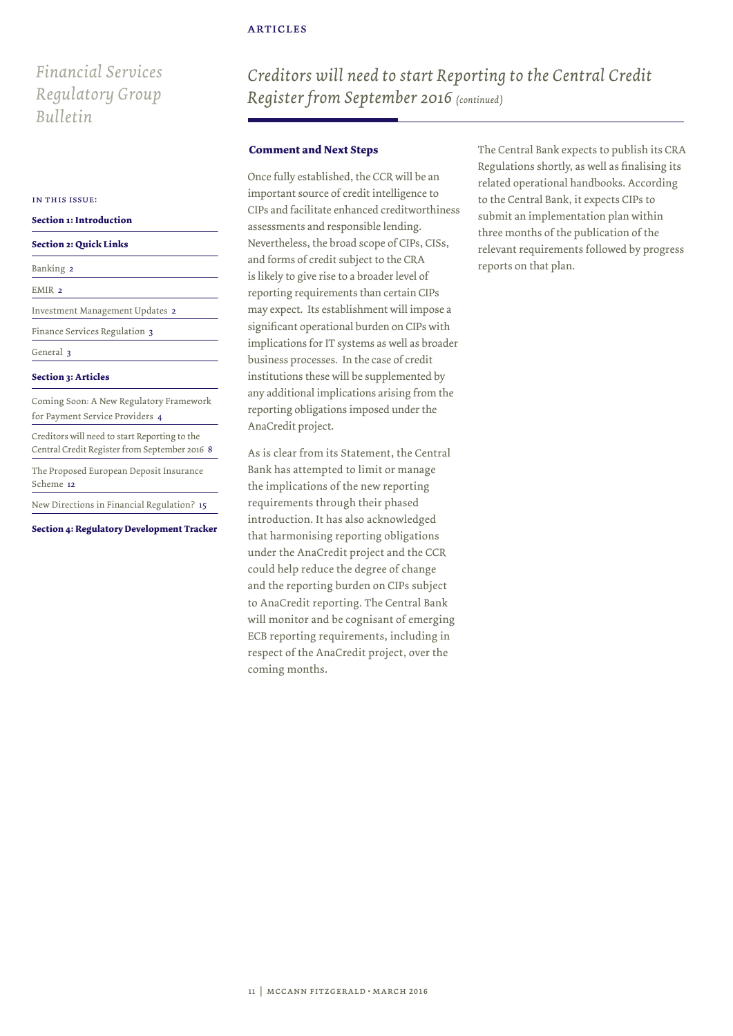## Creditors will need to start Reporting to the Central Credit Register from September 2016 *(continued)*

### Comment and Next Steps

Once fully established, the CCR will be an important source of credit intelligence to CIPs and facilitate enhanced creditworthiness assessments and responsible lending. Nevertheless, the broad scope of CIPs, CISs, and forms of credit subject to the CRA is likely to give rise to a broader level of reporting requirements than certain CIPs may expect. Its establishment will impose a significant operational burden on CIPs with implications for IT systems as well as broader business processes. In the case of credit institutions these will be supplemented by any additional implications arising from the reporting obligations imposed under the AnaCredit project.

As is clear from its Statement, the Central Bank has attempted to limit or manage the implications of the new reporting requirements through their phased introduction. It has also acknowledged that harmonising reporting obligations under the AnaCredit project and the CCR could help reduce the degree of change and the reporting burden on CIPs subject to AnaCredit reporting. The Central Bank will monitor and be cognisant of emerging ECB reporting requirements, including in respect of the AnaCredit project, over the coming months.

The Central Bank expects to publish its CRA Regulations shortly, as well as finalising its related operational handbooks. According to the Central Bank, it expects CIPs to submit an implementation plan within three months of the publication of the relevant requirements followed by progress reports on that plan.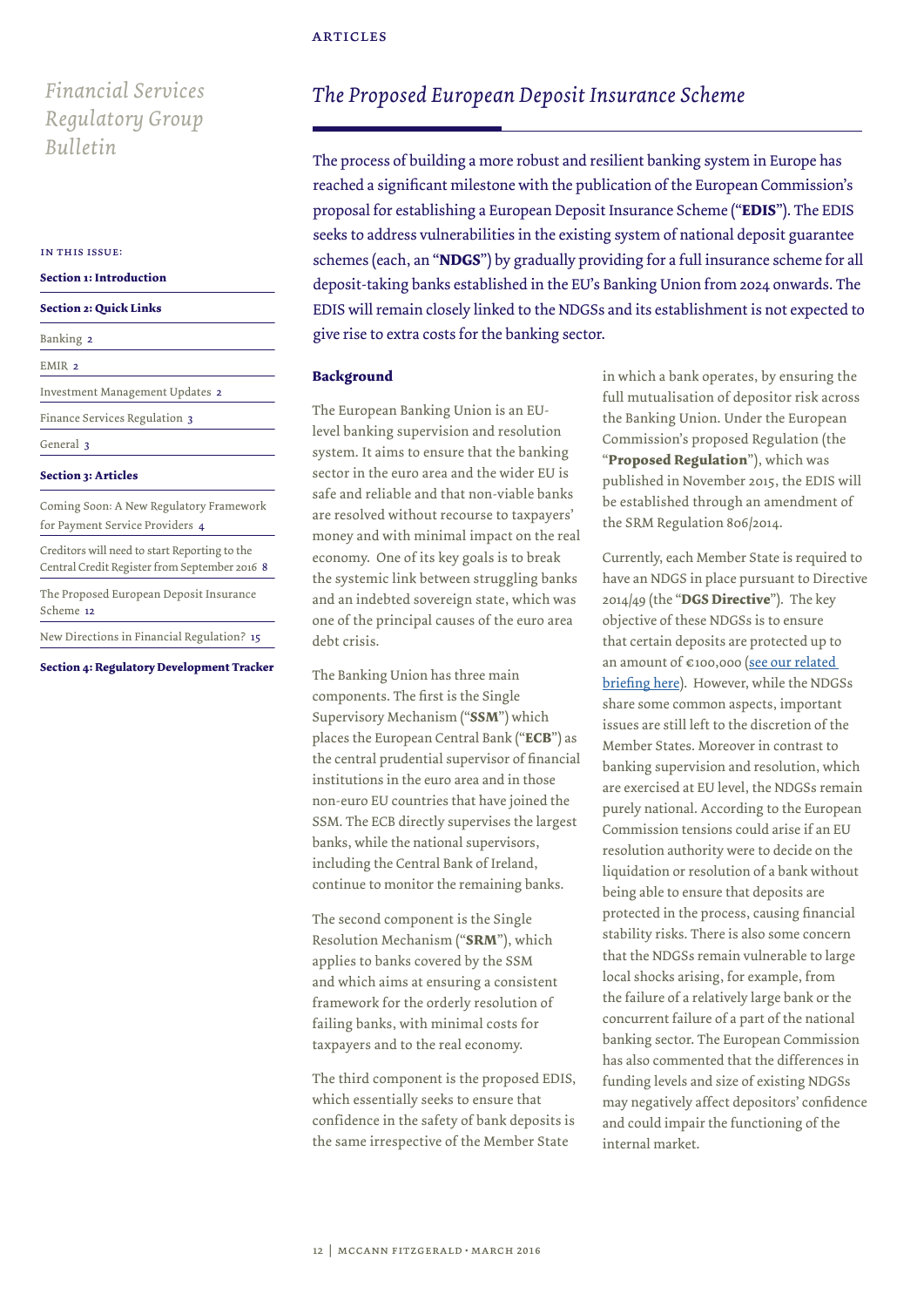*Financial Services Regulatory Group Bulletin*

IN THIS ISSUE:

**Section 1: Introduction**

**Section 2: Quick Links**

Banking 2

EMIR 2

Investment Management Updates 2

Finance Services Regulation 3

General 3

**Section 3: Articles**

Coming Soon: A New Regulatory Framework for Payment Service Providers 4

Creditors will need to start Reporting to the Central Credit Register from September 2016 8

The Proposed European Deposit Insurance Scheme 12

New Directions in Financial Regulation? 15

**Section 4: Regulatory Development Tracker**

ARTICLES

## *The Proposed European Deposit Insurance Scheme*

The process of building a more robust and resilient banking system in Europe has reached a significant milestone with the publication of the European Commission's proposal for establishing a European Deposit Insurance Scheme ("**EDIS**"). The EDIS seeks to address vulnerabilities in the existing system of national deposit guarantee schemes (each, an "**NDGS**") by gradually providing for a full insurance scheme for all deposit-taking banks established in the EU's Banking Union from 2024 onwards. The EDIS will remain closely linked to the NDGSs and its establishment is not expected to give rise to extra costs for the banking sector.

### Background

The European Banking Union is an EU-level banking supervision and resolution system. It aims to ensure that the banking sector in the euro area and the wider EU is safe and reliable and that non-viable banks are resolved without recourse to taxpayers' money and with minimal impact on the real economy. One of its key goals is to break the systemic link between struggling banks and an indebted sovereign state, which was one of the principal causes of the euro area debt crisis.

The Banking Union has three main components. The first is the Single Supervisory Mechanism ("**SSM**") which places the European Central Bank ("**ECB**") as the central prudential supervisor of financial institutions in the euro area and in those non-euro EU countries that have joined the SSM. The ECB directly supervises the largest banks, while the national supervisors, including the Central Bank of Ireland, continue to monitor the remaining banks.

The second component is the Single Resolution Mechanism ("**SRM**"), which applies to banks covered by the SSM and which aims at ensuring a consistent framework for the orderly resolution of failing banks, with minimal costs for taxpayers and to the real economy.

The third component is the proposed EDIS, which essentially seeks to ensure that confidence in the safety of bank deposits is the same irrespective of the Member State in which a bank operates, by ensuring the full mutualisation of depositor risk across the Banking Union. Under the European Commission's proposed Regulation (the "**Proposed Regulation**"), which was published in November 2015, the EDIS will be established through an amendment of the SRM Regulation 806/2014.

Currently, each Member State is required to have an NDGS in place pursuant to Directive 2014/49 (the "**DGS Directive**"). The key objective of these NDGSs is to ensure that certain deposits are protected up to an amount of €100,000 ([see our related briefing here](#)). However, while the NDGSs share some common aspects, important issues are still left to the discretion of the Member States. Moreover in contrast to banking supervision and resolution, which are exercised at EU level, the NDGSs remain purely national. According to the European Commission tensions could arise if an EU resolution authority were to decide on the liquidation or resolution of a bank without being able to ensure that deposits are protected in the process, causing financial stability risks. There is also some concern that the NDGSs remain vulnerable to large local shocks arising, for example, from the failure of a relatively large bank or the concurrent failure of a part of the national banking sector. The European Commission has also commented that the differences in funding levels and size of existing NDGSs may negatively affect depositors' confidence and could impair the functioning of the internal market.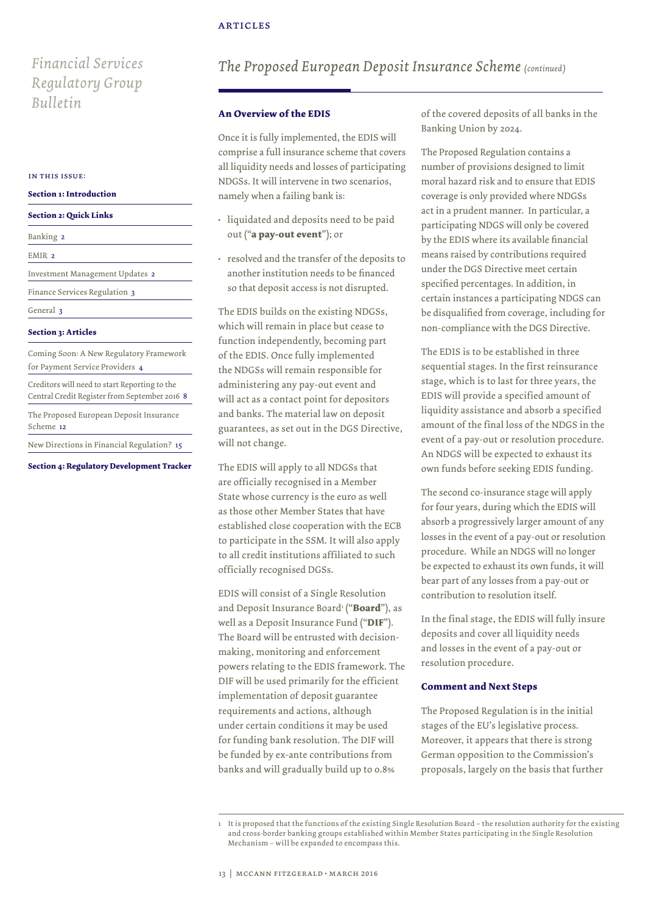## The Proposed European Deposit Insurance Scheme *(continued)*

### An Overview of the EDIS

Once it is fully implemented, the EDIS will comprise a full insurance scheme that covers all liquidity needs and losses of participating NDGSs. It will intervene in two scenarios, namely when a failing bank is:

- liquidated and deposits need to be paid out ("**a pay-out event**"); or
- resolved and the transfer of the deposits to another institution needs to be financed so that deposit access is not disrupted.

The EDIS builds on the existing NDGSs, which will remain in place but cease to function independently, becoming part of the EDIS. Once fully implemented the NDGSs will remain responsible for administering any pay-out event and will act as a contact point for depositors and banks. The material law on deposit guarantees, as set out in the DGS Directive, will not change.

The EDIS will apply to all NDGSs that are officially recognised in a Member State whose currency is the euro as well as those other Member States that have established close cooperation with the ECB to participate in the SSM. It will also apply to all credit institutions affiliated to such officially recognised DGSs.

EDIS will consist of a Single Resolution and Deposit Insurance Board[1] ("**Board**"), as well as a Deposit Insurance Fund ("**DIF**"). The Board will be entrusted with decision-making, monitoring and enforcement powers relating to the EDIS framework. The DIF will be used primarily for the efficient implementation of deposit guarantee requirements and actions, although under certain conditions it may be used for funding bank resolution. The DIF will be funded by ex-ante contributions from banks and will gradually build up to 0.8% of the covered deposits of all banks in the Banking Union by 2024.

The Proposed Regulation contains a number of provisions designed to limit moral hazard risk and to ensure that EDIS coverage is only provided where NDGSs act in a prudent manner. In particular, a participating NDGS will only be covered by the EDIS where its available financial means raised by contributions required under the DGS Directive meet certain specified percentages. In addition, in certain instances a participating NDGS can be disqualified from coverage, including for non-compliance with the DGS Directive.

The EDIS is to be established in three sequential stages. In the first reinsurance stage, which is to last for three years, the EDIS will provide a specified amount of liquidity assistance and absorb a specified amount of the final loss of the NDGS in the event of a pay-out or resolution procedure. An NDGS will be expected to exhaust its own funds before seeking EDIS funding.

The second co-insurance stage will apply for four years, during which the EDIS will absorb a progressively larger amount of any losses in the event of a pay-out or resolution procedure. While an NDGS will no longer be expected to exhaust its own funds, it will bear part of any losses from a pay-out or contribution to resolution itself.

In the final stage, the EDIS will fully insure deposits and cover all liquidity needs and losses in the event of a pay-out or resolution procedure.

### Comment and Next Steps

The Proposed Regulation is in the initial stages of the EU's legislative process. Moreover, it appears that there is strong German opposition to the Commission's proposals, largely on the basis that further

---

1 It is proposed that the functions of the existing Single Resolution Board – the resolution authority for the existing and cross-border banking groups established within Member States participating in the Single Resolution Mechanism – will be expanded to encompass this.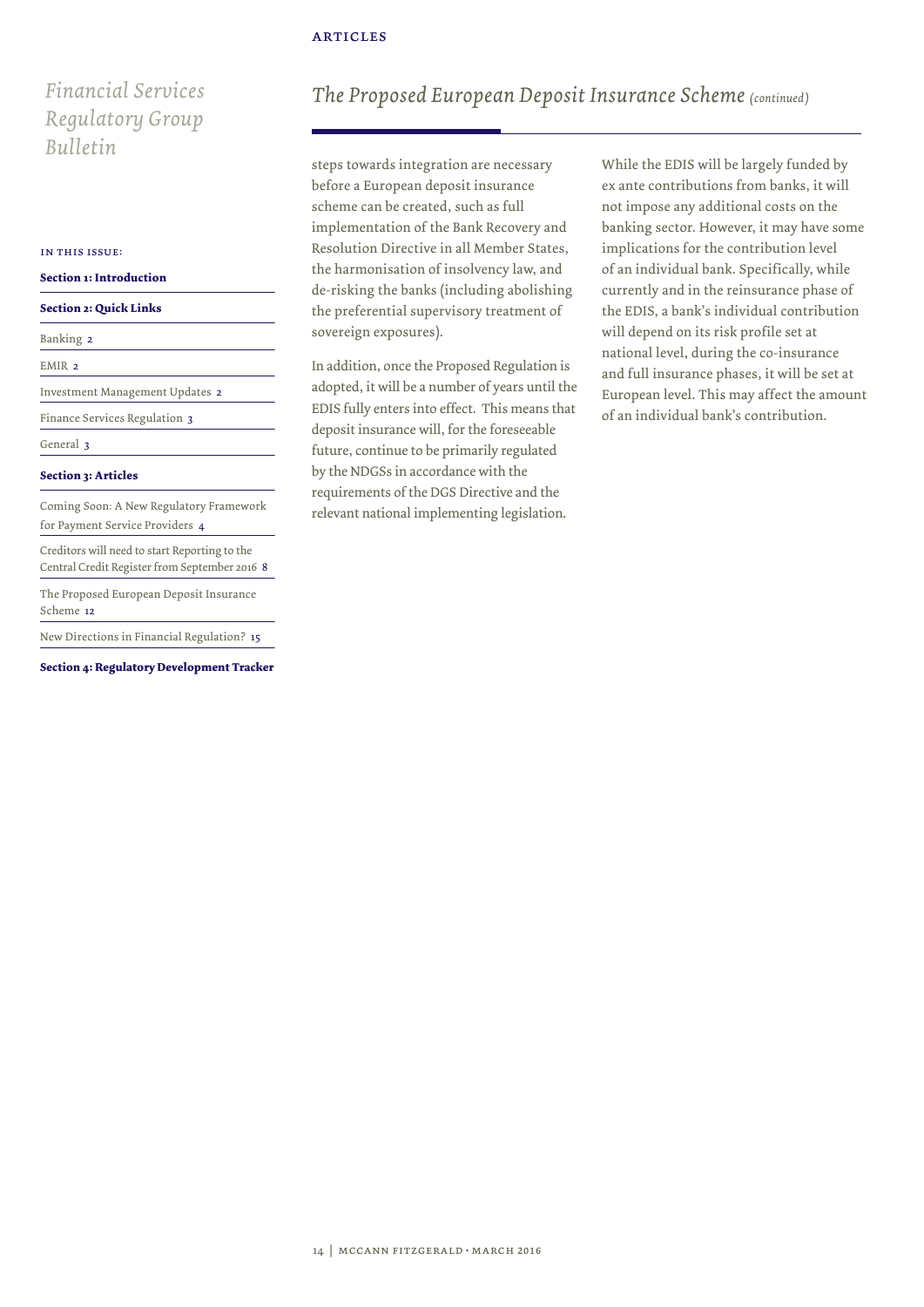## The Proposed European Deposit Insurance Scheme *(continued)*

steps towards integration are necessary before a European deposit insurance scheme can be created, such as full implementation of the Bank Recovery and Resolution Directive in all Member States, the harmonisation of insolvency law, and de-risking the banks (including abolishing the preferential supervisory treatment of sovereign exposures).

In addition, once the Proposed Regulation is adopted, it will be a number of years until the EDIS fully enters into effect. This means that deposit insurance will, for the foreseeable future, continue to be primarily regulated by the NDGSs in accordance with the requirements of the DGS Directive and the relevant national implementing legislation.

While the EDIS will be largely funded by ex ante contributions from banks, it will not impose any additional costs on the banking sector. However, it may have some implications for the contribution level of an individual bank. Specifically, while currently and in the reinsurance phase of the EDIS, a bank's individual contribution will depend on its risk profile set at national level, during the co-insurance and full insurance phases, it will be set at European level. This may affect the amount of an individual bank's contribution.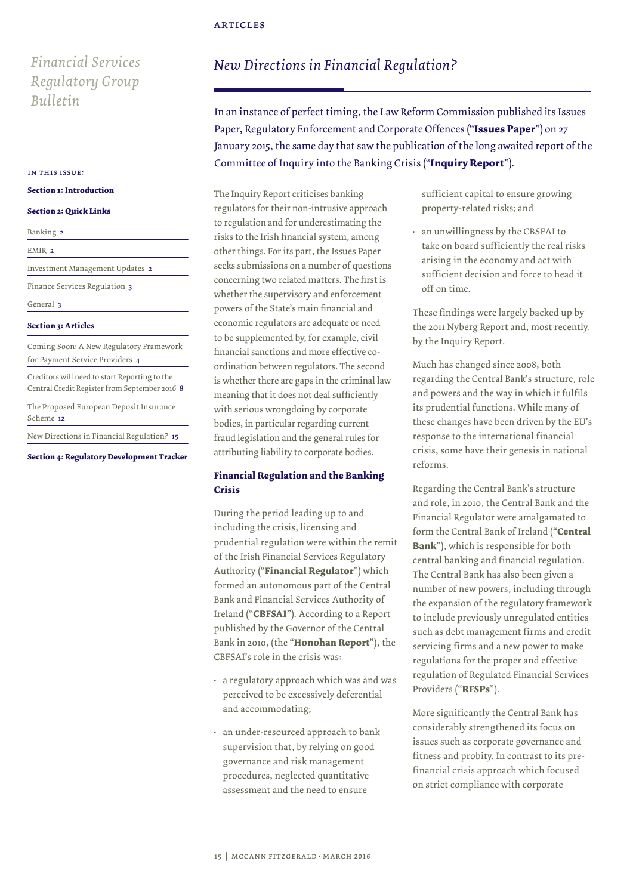# New Directions in Financial Regulation?

In an instance of perfect timing, the Law Reform Commission published its Issues Paper, Regulatory Enforcement and Corporate Offences ("**Issues Paper**") on 27 January 2015, the same day that saw the publication of the long awaited report of the Committee of Inquiry into the Banking Crisis ("**Inquiry Report**").

The Inquiry Report criticises banking regulators for their non-intrusive approach to regulation and for underestimating the risks to the Irish financial system, among other things. For its part, the Issues Paper seeks submissions on a number of questions concerning two related matters. The first is whether the supervisory and enforcement powers of the State's main financial and economic regulators are adequate or need to be supplemented by, for example, civil financial sanctions and more effective co-ordination between regulators. The second is whether there are gaps in the criminal law meaning that it does not deal sufficiently with serious wrongdoing by corporate bodies, in particular regarding current fraud legislation and the general rules for attributing liability to corporate bodies.

## Financial Regulation and the Banking Crisis

During the period leading up to and including the crisis, licensing and prudential regulation were within the remit of the Irish Financial Services Regulatory Authority ("**Financial Regulator**") which formed an autonomous part of the Central Bank and Financial Services Authority of Ireland ("**CBFSAI**"). According to a Report published by the Governor of the Central Bank in 2010, (the "**Honohan Report**"), the CBFSAI's role in the crisis was:

- a regulatory approach which was and was perceived to be excessively deferential and accommodating;
- an under-resourced approach to bank supervision that, by relying on good governance and risk management procedures, neglected quantitative assessment and the need to ensure sufficient capital to ensure growing property-related risks; and
- an unwillingness by the CBSFAI to take on board sufficiently the real risks arising in the economy and act with sufficient decision and force to head it off on time.

These findings were largely backed up by the 2011 Nyberg Report and, most recently, by the Inquiry Report.

Much has changed since 2008, both regarding the Central Bank's structure, role and powers and the way in which it fulfils its prudential functions. While many of these changes have been driven by the EU's response to the international financial crisis, some have their genesis in national reforms.

Regarding the Central Bank's structure and role, in 2010, the Central Bank and the Financial Regulator were amalgamated to form the Central Bank of Ireland ("**Central Bank**"), which is responsible for both central banking and financial regulation. The Central Bank has also been given a number of new powers, including through the expansion of the regulatory framework to include previously unregulated entities such as debt management firms and credit servicing firms and a new power to make regulations for the proper and effective regulation of Regulated Financial Services Providers ("**RFSPs**").

More significantly the Central Bank has considerably strengthened its focus on issues such as corporate governance and fitness and probity. In contrast to its pre-financial crisis approach which focused on strict compliance with corporate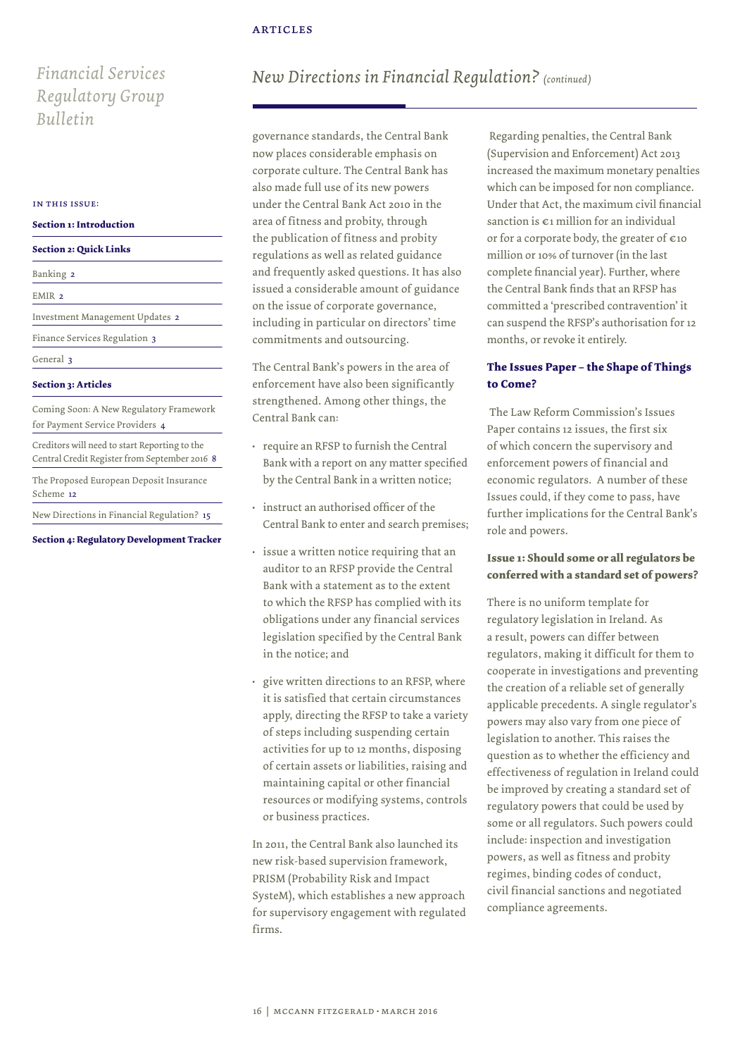## New Directions in Financial Regulation? *(continued)*

governance standards, the Central Bank now places considerable emphasis on corporate culture. The Central Bank has also made full use of its new powers under the Central Bank Act 2010 in the area of fitness and probity, through the publication of fitness and probity regulations as well as related guidance and frequently asked questions. It has also issued a considerable amount of guidance on the issue of corporate governance, including in particular on directors' time commitments and outsourcing.

The Central Bank's powers in the area of enforcement have also been significantly strengthened. Among other things, the Central Bank can:

- require an RFSP to furnish the Central Bank with a report on any matter specified by the Central Bank in a written notice;
- instruct an authorised officer of the Central Bank to enter and search premises;
- issue a written notice requiring that an auditor to an RFSP provide the Central Bank with a statement as to the extent to which the RFSP has complied with its obligations under any financial services legislation specified by the Central Bank in the notice; and
- give written directions to an RFSP, where it is satisfied that certain circumstances apply, directing the RFSP to take a variety of steps including suspending certain activities for up to 12 months, disposing of certain assets or liabilities, raising and maintaining capital or other financial resources or modifying systems, controls or business practices.

In 2011, the Central Bank also launched its new risk-based supervision framework, PRISM (Probability Risk and Impact SysteM), which establishes a new approach for supervisory engagement with regulated firms.

Regarding penalties, the Central Bank (Supervision and Enforcement) Act 2013 increased the maximum monetary penalties which can be imposed for non compliance. Under that Act, the maximum civil financial sanction is €1 million for an individual or for a corporate body, the greater of €10 million or 10% of turnover (in the last complete financial year). Further, where the Central Bank finds that an RFSP has committed a 'prescribed contravention' it can suspend the RFSP's authorisation for 12 months, or revoke it entirely.

### The Issues Paper – the Shape of Things to Come?

The Law Reform Commission's Issues Paper contains 12 issues, the first six of which concern the supervisory and enforcement powers of financial and economic regulators. A number of these Issues could, if they come to pass, have further implications for the Central Bank's role and powers.

### Issue 1: Should some or all regulators be conferred with a standard set of powers?

There is no uniform template for regulatory legislation in Ireland. As a result, powers can differ between regulators, making it difficult for them to cooperate in investigations and preventing the creation of a reliable set of generally applicable precedents. A single regulator's powers may also vary from one piece of legislation to another. This raises the question as to whether the efficiency and effectiveness of regulation in Ireland could be improved by creating a standard set of regulatory powers that could be used by some or all regulators. Such powers could include: inspection and investigation powers, as well as fitness and probity regimes, binding codes of conduct, civil financial sanctions and negotiated compliance agreements.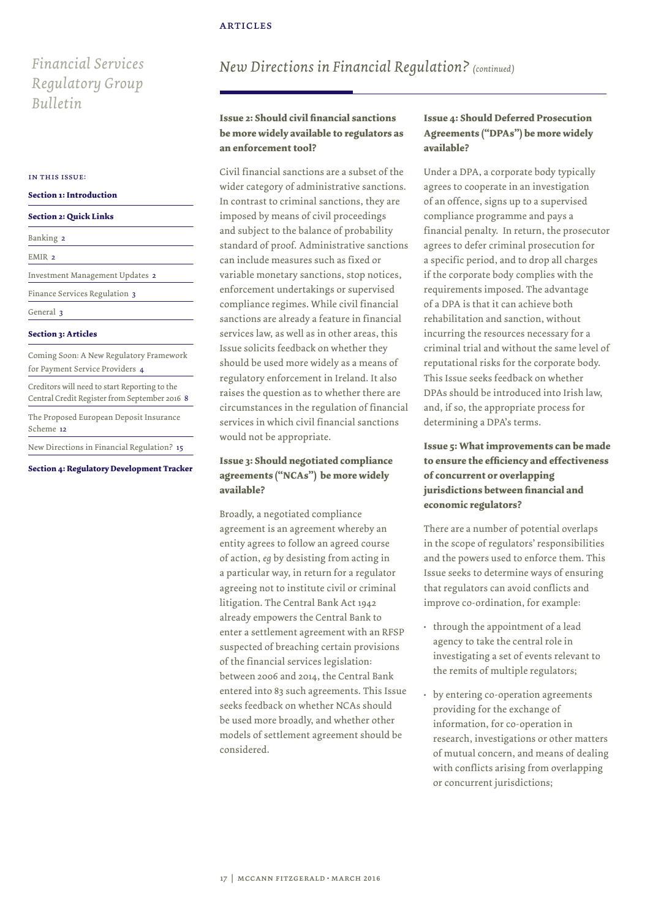## New Directions in Financial Regulation? *(continued)*

### Issue 2: Should civil financial sanctions be more widely available to regulators as an enforcement tool?

Civil financial sanctions are a subset of the wider category of administrative sanctions. In contrast to criminal sanctions, they are imposed by means of civil proceedings and subject to the balance of probability standard of proof. Administrative sanctions can include measures such as fixed or variable monetary sanctions, stop notices, enforcement undertakings or supervised compliance regimes. While civil financial sanctions are already a feature in financial services law, as well as in other areas, this Issue solicits feedback on whether they should be used more widely as a means of regulatory enforcement in Ireland. It also raises the question as to whether there are circumstances in the regulation of financial services in which civil financial sanctions would not be appropriate.

### Issue 3: Should negotiated compliance agreements ("NCAs") be more widely available?

Broadly, a negotiated compliance agreement is an agreement whereby an entity agrees to follow an agreed course of action, *eg* by desisting from acting in a particular way, in return for a regulator agreeing not to institute civil or criminal litigation. The Central Bank Act 1942 already empowers the Central Bank to enter a settlement agreement with an RFSP suspected of breaching certain provisions of the financial services legislation: between 2006 and 2014, the Central Bank entered into 83 such agreements. This Issue seeks feedback on whether NCAs should be used more broadly, and whether other models of settlement agreement should be considered.

### Issue 4: Should Deferred Prosecution Agreements ("DPAs") be more widely available?

Under a DPA, a corporate body typically agrees to cooperate in an investigation of an offence, signs up to a supervised compliance programme and pays a financial penalty. In return, the prosecutor agrees to defer criminal prosecution for a specific period, and to drop all charges if the corporate body complies with the requirements imposed. The advantage of a DPA is that it can achieve both rehabilitation and sanction, without incurring the resources necessary for a criminal trial and without the same level of reputational risks for the corporate body. This Issue seeks feedback on whether DPAs should be introduced into Irish law, and, if so, the appropriate process for determining a DPA's terms.

### Issue 5: What improvements can be made to ensure the efficiency and effectiveness of concurrent or overlapping jurisdictions between financial and economic regulators?

There are a number of potential overlaps in the scope of regulators' responsibilities and the powers used to enforce them. This Issue seeks to determine ways of ensuring that regulators can avoid conflicts and improve co-ordination, for example:

- through the appointment of a lead agency to take the central role in investigating a set of events relevant to the remits of multiple regulators;
- by entering co-operation agreements providing for the exchange of information, for co-operation in research, investigations or other matters of mutual concern, and means of dealing with conflicts arising from overlapping or concurrent jurisdictions;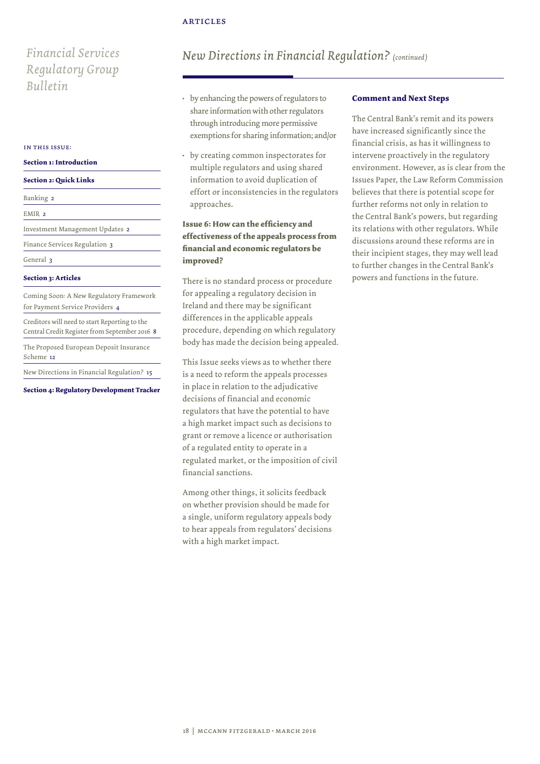## New Directions in Financial Regulation? *(continued)*

- by enhancing the powers of regulators to share information with other regulators through introducing more permissive exemptions for sharing information; and/or
- by creating common inspectorates for multiple regulators and using shared information to avoid duplication of effort or inconsistencies in the regulators approaches.

### Issue 6: How can the efficiency and effectiveness of the appeals process from financial and economic regulators be improved?

There is no standard process or procedure for appealing a regulatory decision in Ireland and there may be significant differences in the applicable appeals procedure, depending on which regulatory body has made the decision being appealed.

This Issue seeks views as to whether there is a need to reform the appeals processes in place in relation to the adjudicative decisions of financial and economic regulators that have the potential to have a high market impact such as decisions to grant or remove a licence or authorisation of a regulated entity to operate in a regulated market, or the imposition of civil financial sanctions.

Among other things, it solicits feedback on whether provision should be made for a single, uniform regulatory appeals body to hear appeals from regulators' decisions with a high market impact.

### Comment and Next Steps

The Central Bank's remit and its powers have increased significantly since the financial crisis, as has it willingness to intervene proactively in the regulatory environment. However, as is clear from the Issues Paper, the Law Reform Commission believes that there is potential scope for further reforms not only in relation to the Central Bank's powers, but regarding its relations with other regulators. While discussions around these reforms are in their incipient stages, they may well lead to further changes in the Central Bank's powers and functions in the future.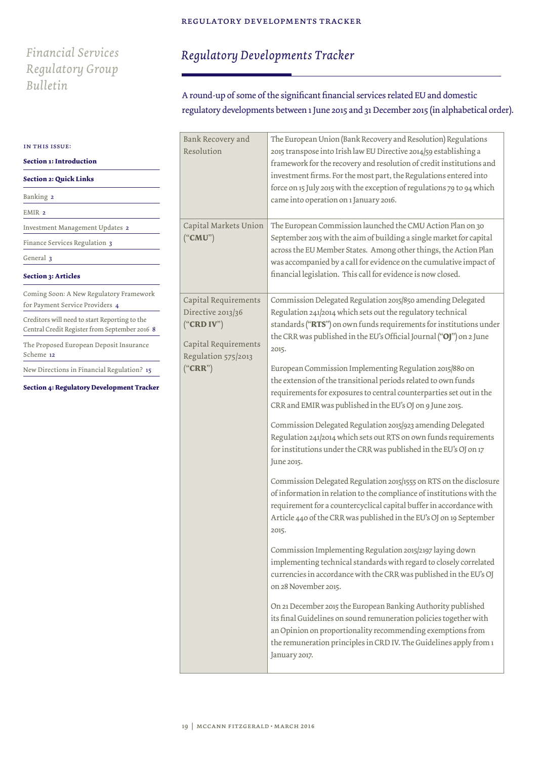# Financial Services Regulatory Group Bulletin

IN THIS ISSUE:

**Section 1: Introduction**

**Section 2: Quick Links**

Banking 2

EMIR 2

Investment Management Updates 2

Finance Services Regulation 3

General 3

**Section 3: Articles**

Coming Soon: A New Regulatory Framework for Payment Service Providers 4

Creditors will need to start Reporting to the Central Credit Register from September 2016 8

The Proposed European Deposit Insurance Scheme 12

New Directions in Financial Regulation? 15

**Section 4: Regulatory Development Tracker**

## *Regulatory Developments Tracker*

A round-up of some of the significant financial services related EU and domestic regulatory developments between 1 June 2015 and 31 December 2015 (in alphabetical order).

| | |
|---|---|
| Bank Recovery and Resolution | The European Union (Bank Recovery and Resolution) Regulations 2015 transpose into Irish law EU Directive 2014/59 establishing a framework for the recovery and resolution of credit institutions and investment firms. For the most part, the Regulations entered into force on 15 July 2015 with the exception of regulations 79 to 94 which came into operation on 1 January 2016. |
| Capital Markets Union ("**CMU**") | The European Commission launched the CMU Action Plan on 30 September 2015 with the aim of building a single market for capital across the EU Member States. Among other things, the Action Plan was accompanied by a call for evidence on the cumulative impact of financial legislation. This call for evidence is now closed. |
| Capital Requirements Directive 2013/36 ("**CRD IV**")<br><br>Capital Requirements Regulation 575/2013 ("**CRR**") | Commission Delegated Regulation 2015/850 amending Delegated Regulation 241/2014 which sets out the regulatory technical standards ("**RTS**") on own funds requirements for institutions under the CRR was published in the EU's Official Journal ("**OJ**") on 2 June 2015.<br><br>European Commission Implementing Regulation 2015/880 on the extension of the transitional periods related to own funds requirements for exposures to central counterparties set out in the CRR and EMIR was published in the EU's OJ on 9 June 2015.<br><br>Commission Delegated Regulation 2015/923 amending Delegated Regulation 241/2014 which sets out RTS on own funds requirements for institutions under the CRR was published in the EU's OJ on 17 June 2015.<br><br>Commission Delegated Regulation 2015/1555 on RTS on the disclosure of information in relation to the compliance of institutions with the requirement for a countercyclical capital buffer in accordance with Article 440 of the CRR was published in the EU's OJ on 19 September 2015.<br><br>Commission Implementing Regulation 2015/2197 laying down implementing technical standards with regard to closely correlated currencies in accordance with the CRR was published in the EU's OJ on 28 November 2015.<br><br>On 21 December 2015 the European Banking Authority published its final Guidelines on sound remuneration policies together with an Opinion on proportionality recommending exemptions from the remuneration principles in CRD IV. The Guidelines apply from 1 January 2017. |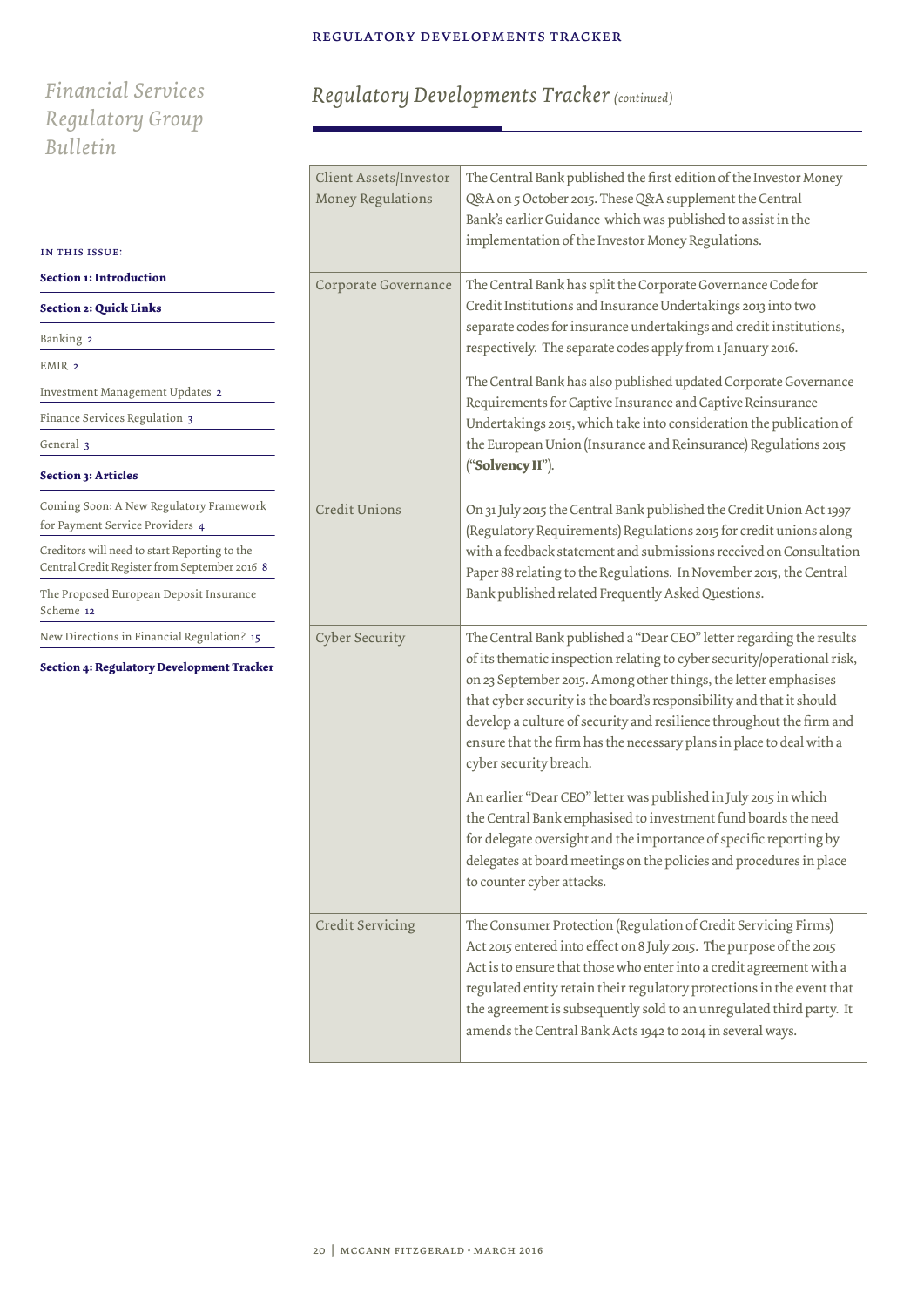# Regulatory Developments Tracker *(continued)*

*Financial Services Regulatory Group Bulletin*

IN THIS ISSUE:

**Section 1: Introduction**

**Section 2: Quick Links**

Banking 2

EMIR 2

Investment Management Updates 2

Finance Services Regulation 3

General 3

**Section 3: Articles**

Coming Soon: A New Regulatory Framework for Payment Service Providers 4

Creditors will need to start Reporting to the Central Credit Register from September 2016 8

The Proposed European Deposit Insurance Scheme 12

New Directions in Financial Regulation? 15

**Section 4: Regulatory Development Tracker**

| | |
|---|---|
| Client Assets/Investor Money Regulations | The Central Bank published the first edition of the Investor Money Q&A on 5 October 2015. These Q&A supplement the Central Bank's earlier Guidance which was published to assist in the implementation of the Investor Money Regulations. |
| Corporate Governance | The Central Bank has split the Corporate Governance Code for Credit Institutions and Insurance Undertakings 2013 into two separate codes for insurance undertakings and credit institutions, respectively. The separate codes apply from 1 January 2016.<br><br>The Central Bank has also published updated Corporate Governance Requirements for Captive Insurance and Captive Reinsurance Undertakings 2015, which take into consideration the publication of the European Union (Insurance and Reinsurance) Regulations 2015 ("**Solvency II**"). |
| Credit Unions | On 31 July 2015 the Central Bank published the Credit Union Act 1997 (Regulatory Requirements) Regulations 2015 for credit unions along with a feedback statement and submissions received on Consultation Paper 88 relating to the Regulations. In November 2015, the Central Bank published related Frequently Asked Questions. |
| Cyber Security | The Central Bank published a "Dear CEO" letter regarding the results of its thematic inspection relating to cyber security/operational risk, on 23 September 2015. Among other things, the letter emphasises that cyber security is the board's responsibility and that it should develop a culture of security and resilience throughout the firm and ensure that the firm has the necessary plans in place to deal with a cyber security breach.<br><br>An earlier "Dear CEO" letter was published in July 2015 in which the Central Bank emphasised to investment fund boards the need for delegate oversight and the importance of specific reporting by delegates at board meetings on the policies and procedures in place to counter cyber attacks. |
| Credit Servicing | The Consumer Protection (Regulation of Credit Servicing Firms) Act 2015 entered into effect on 8 July 2015. The purpose of the 2015 Act is to ensure that those who enter into a credit agreement with a regulated entity retain their regulatory protections in the event that the agreement is subsequently sold to an unregulated third party. It amends the Central Bank Acts 1942 to 2014 in several ways. |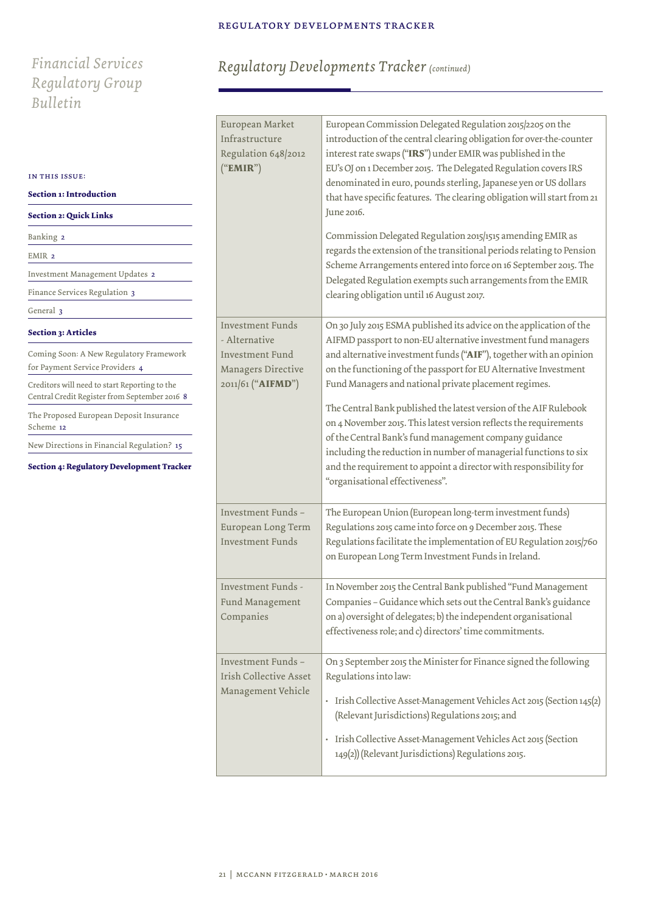## Regulatory Developments Tracker *(continued)*

| | |
|---|---|
| European Market Infrastructure Regulation 648/2012 ("**EMIR**") | European Commission Delegated Regulation 2015/2205 on the introduction of the central clearing obligation for over-the-counter interest rate swaps ("**IRS**") under EMIR was published in the EU's OJ on 1 December 2015. The Delegated Regulation covers IRS denominated in euro, pounds sterling, Japanese yen or US dollars that have specific features. The clearing obligation will start from 21 June 2016.<br><br>Commission Delegated Regulation 2015/1515 amending EMIR as regards the extension of the transitional periods relating to Pension Scheme Arrangements entered into force on 16 September 2015. The Delegated Regulation exempts such arrangements from the EMIR clearing obligation until 16 August 2017. |
| Investment Funds - Alternative Investment Fund Managers Directive 2011/61 ("**AIFMD**") | On 30 July 2015 ESMA published its advice on the application of the AIFMD passport to non-EU alternative investment fund managers and alternative investment funds ("**AIF**"), together with an opinion on the functioning of the passport for EU Alternative Investment Fund Managers and national private placement regimes.<br><br>The Central Bank published the latest version of the AIF Rulebook on 4 November 2015. This latest version reflects the requirements of the Central Bank's fund management company guidance including the reduction in number of managerial functions to six and the requirement to appoint a director with responsibility for "organisational effectiveness". |
| Investment Funds – European Long Term Investment Funds | The European Union (European long-term investment funds) Regulations 2015 came into force on 9 December 2015. These Regulations facilitate the implementation of EU Regulation 2015/760 on European Long Term Investment Funds in Ireland. |
| Investment Funds - Fund Management Companies | In November 2015 the Central Bank published "Fund Management Companies – Guidance which sets out the Central Bank's guidance on a) oversight of delegates; b) the independent organisational effectiveness role; and c) directors' time commitments. |
| Investment Funds – Irish Collective Asset Management Vehicle | On 3 September 2015 the Minister for Finance signed the following Regulations into law:<br><br>• Irish Collective Asset-Management Vehicles Act 2015 (Section 145(2) (Relevant Jurisdictions) Regulations 2015; and<br><br>• Irish Collective Asset-Management Vehicles Act 2015 (Section 149(2)) (Relevant Jurisdictions) Regulations 2015. |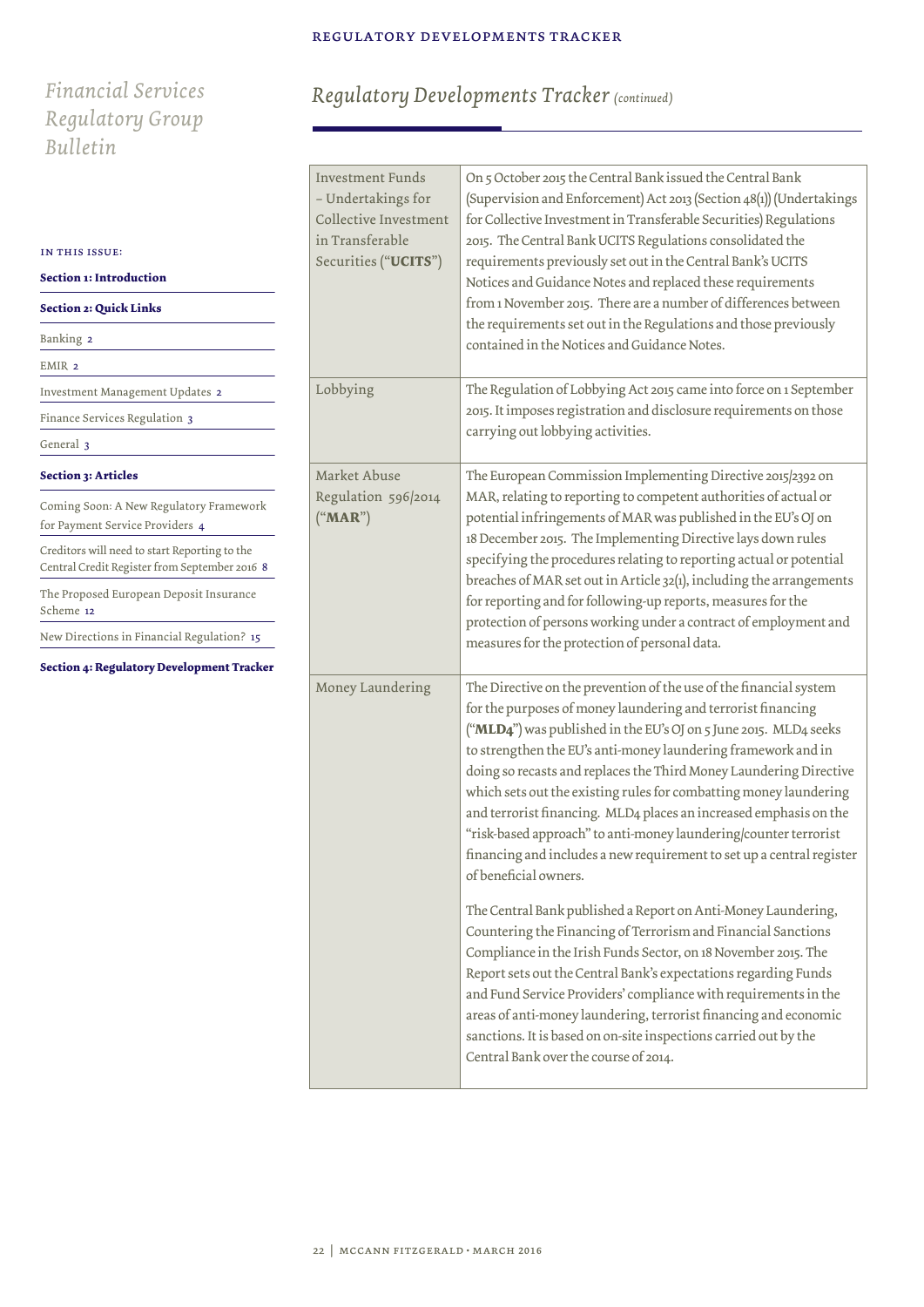## Financial Services Regulatory Group Bulletin

IN THIS ISSUE:

**Section 1: Introduction**

**Section 2: Quick Links**

Banking 2

EMIR 2

Investment Management Updates 2

Finance Services Regulation 3

General 3

**Section 3: Articles**

Coming Soon: A New Regulatory Framework for Payment Service Providers 4

Creditors will need to start Reporting to the Central Credit Register from September 2016 8

The Proposed European Deposit Insurance Scheme 12

New Directions in Financial Regulation? 15

**Section 4: Regulatory Development Tracker**

# *Regulatory Developments Tracker (continued)*

| | |
|---|---|
| Investment Funds – Undertakings for Collective Investment in Transferable Securities ("**UCITS**") | On 5 October 2015 the Central Bank issued the Central Bank (Supervision and Enforcement) Act 2013 (Section 48(1)) (Undertakings for Collective Investment in Transferable Securities) Regulations 2015. The Central Bank UCITS Regulations consolidated the requirements previously set out in the Central Bank's UCITS Notices and Guidance Notes and replaced these requirements from 1 November 2015. There are a number of differences between the requirements set out in the Regulations and those previously contained in the Notices and Guidance Notes. |
| Lobbying | The Regulation of Lobbying Act 2015 came into force on 1 September 2015. It imposes registration and disclosure requirements on those carrying out lobbying activities. |
| Market Abuse Regulation 596/2014 ("**MAR**") | The European Commission Implementing Directive 2015/2392 on MAR, relating to reporting to competent authorities of actual or potential infringements of MAR was published in the EU's OJ on 18 December 2015. The Implementing Directive lays down rules specifying the procedures relating to reporting actual or potential breaches of MAR set out in Article 32(1), including the arrangements for reporting and for following-up reports, measures for the protection of persons working under a contract of employment and measures for the protection of personal data. |
| Money Laundering | The Directive on the prevention of the use of the financial system for the purposes of money laundering and terrorist financing ("**MLD4**") was published in the EU's OJ on 5 June 2015. MLD4 seeks to strengthen the EU's anti-money laundering framework and in doing so recasts and replaces the Third Money Laundering Directive which sets out the existing rules for combatting money laundering and terrorist financing. MLD4 places an increased emphasis on the "risk-based approach" to anti-money laundering/counter terrorist financing and includes a new requirement to set up a central register of beneficial owners.<br><br>The Central Bank published a Report on Anti-Money Laundering, Countering the Financing of Terrorism and Financial Sanctions Compliance in the Irish Funds Sector, on 18 November 2015. The Report sets out the Central Bank's expectations regarding Funds and Fund Service Providers' compliance with requirements in the areas of anti-money laundering, terrorist financing and economic sanctions. It is based on on-site inspections carried out by the Central Bank over the course of 2014. |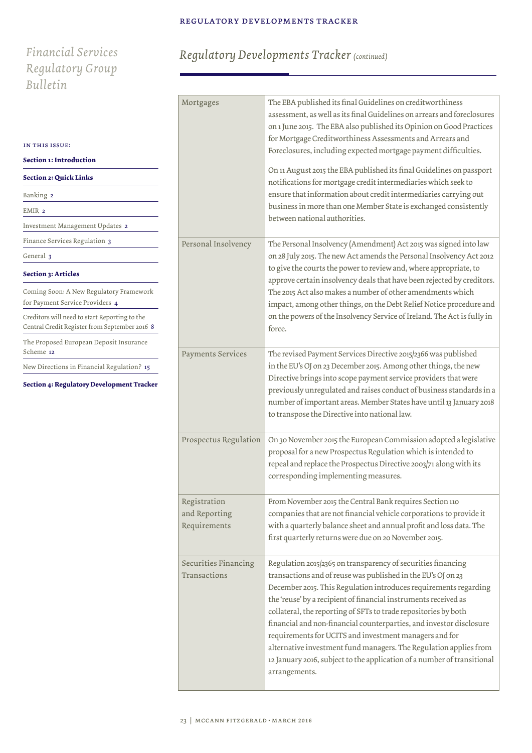# Financial Services Regulatory Group Bulletin

IN THIS ISSUE:

**Section 1: Introduction**

**Section 2: Quick Links**

Banking 2

EMIR 2

Investment Management Updates 2

Finance Services Regulation 3

General 3

**Section 3: Articles**

Coming Soon: A New Regulatory Framework for Payment Service Providers 4

Creditors will need to start Reporting to the Central Credit Register from September 2016 8

The Proposed European Deposit Insurance Scheme 12

New Directions in Financial Regulation? 15

**Section 4: Regulatory Development Tracker**

## *Regulatory Developments Tracker (continued)*

| | |
|---|---|
| Mortgages | The EBA published its final Guidelines on creditworthiness assessment, as well as its final Guidelines on arrears and foreclosures on 1 June 2015. The EBA also published its Opinion on Good Practices for Mortgage Creditworthiness Assessments and Arrears and Foreclosures, including expected mortgage payment difficulties.<br><br>On 11 August 2015 the EBA published its final Guidelines on passport notifications for mortgage credit intermediaries which seek to ensure that information about credit intermediaries carrying out business in more than one Member State is exchanged consistently between national authorities. |
| Personal Insolvency | The Personal Insolvency (Amendment) Act 2015 was signed into law on 28 July 2015. The new Act amends the Personal Insolvency Act 2012 to give the courts the power to review and, where appropriate, to approve certain insolvency deals that have been rejected by creditors. The 2015 Act also makes a number of other amendments which impact, among other things, on the Debt Relief Notice procedure and on the powers of the Insolvency Service of Ireland. The Act is fully in force. |
| Payments Services | The revised Payment Services Directive 2015/2366 was published in the EU's OJ on 23 December 2015. Among other things, the new Directive brings into scope payment service providers that were previously unregulated and raises conduct of business standards in a number of important areas. Member States have until 13 January 2018 to transpose the Directive into national law. |
| Prospectus Regulation | On 30 November 2015 the European Commission adopted a legislative proposal for a new Prospectus Regulation which is intended to repeal and replace the Prospectus Directive 2003/71 along with its corresponding implementing measures. |
| Registration and Reporting Requirements | From November 2015 the Central Bank requires Section 110 companies that are not financial vehicle corporations to provide it with a quarterly balance sheet and annual profit and loss data. The first quarterly returns were due on 20 November 2015. |
| Securities Financing Transactions | Regulation 2015/2365 on transparency of securities financing transactions and of reuse was published in the EU's OJ on 23 December 2015. This Regulation introduces requirements regarding the 'reuse' by a recipient of financial instruments received as collateral, the reporting of SFTs to trade repositories by both financial and non-financial counterparties, and investor disclosure requirements for UCITS and investment managers and for alternative investment fund managers. The Regulation applies from 12 January 2016, subject to the application of a number of transitional arrangements. |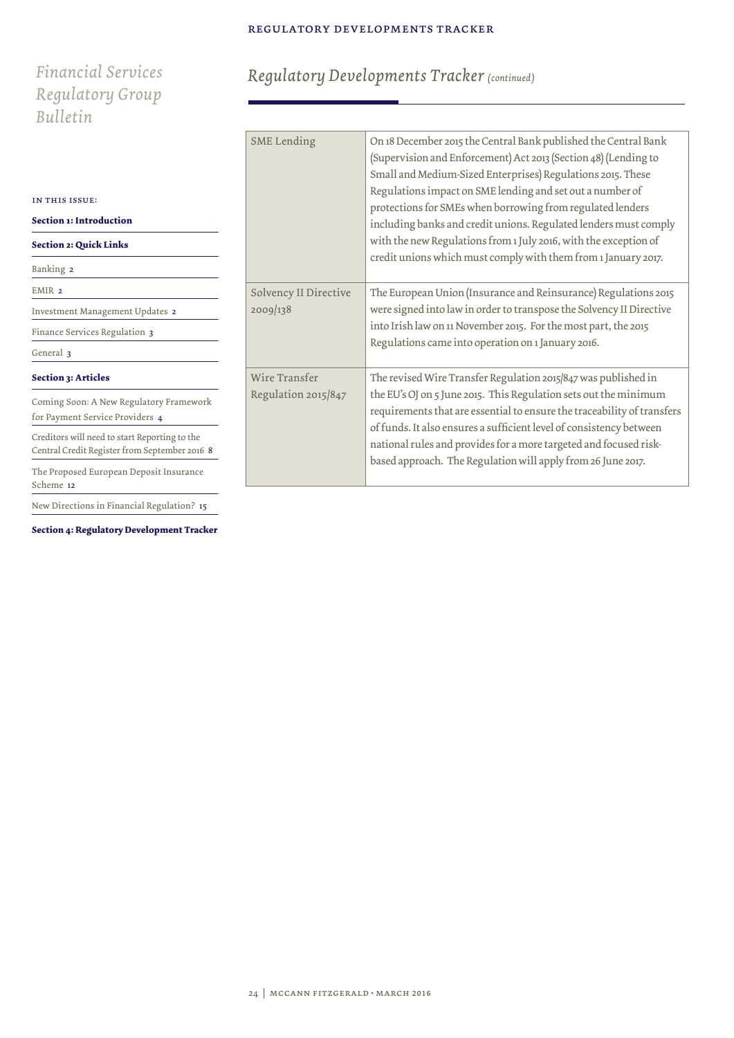Financial Services Regulatory Group Bulletin

IN THIS ISSUE:

**Section 1: Introduction**

**Section 2: Quick Links**

Banking 2

EMIR 2

Investment Management Updates 2

Finance Services Regulation 3

General 3

**Section 3: Articles**

Coming Soon: A New Regulatory Framework for Payment Service Providers 4

Creditors will need to start Reporting to the Central Credit Register from September 2016 8

The Proposed European Deposit Insurance Scheme 12

New Directions in Financial Regulation? 15

**Section 4: Regulatory Development Tracker**

# *Regulatory Developments Tracker* *(continued)*

| | |
|---|---|
| SME Lending | On 18 December 2015 the Central Bank published the Central Bank (Supervision and Enforcement) Act 2013 (Section 48) (Lending to Small and Medium-Sized Enterprises) Regulations 2015. These Regulations impact on SME lending and set out a number of protections for SMEs when borrowing from regulated lenders including banks and credit unions. Regulated lenders must comply with the new Regulations from 1 July 2016, with the exception of credit unions which must comply with them from 1 January 2017. |
| Solvency II Directive 2009/138 | The European Union (Insurance and Reinsurance) Regulations 2015 were signed into law in order to transpose the Solvency II Directive into Irish law on 11 November 2015. For the most part, the 2015 Regulations came into operation on 1 January 2016. |
| Wire Transfer Regulation 2015/847 | The revised Wire Transfer Regulation 2015/847 was published in the EU's OJ on 5 June 2015. This Regulation sets out the minimum requirements that are essential to ensure the traceability of transfers of funds. It also ensures a sufficient level of consistency between national rules and provides for a more targeted and focused risk-based approach. The Regulation will apply from 26 June 2017. |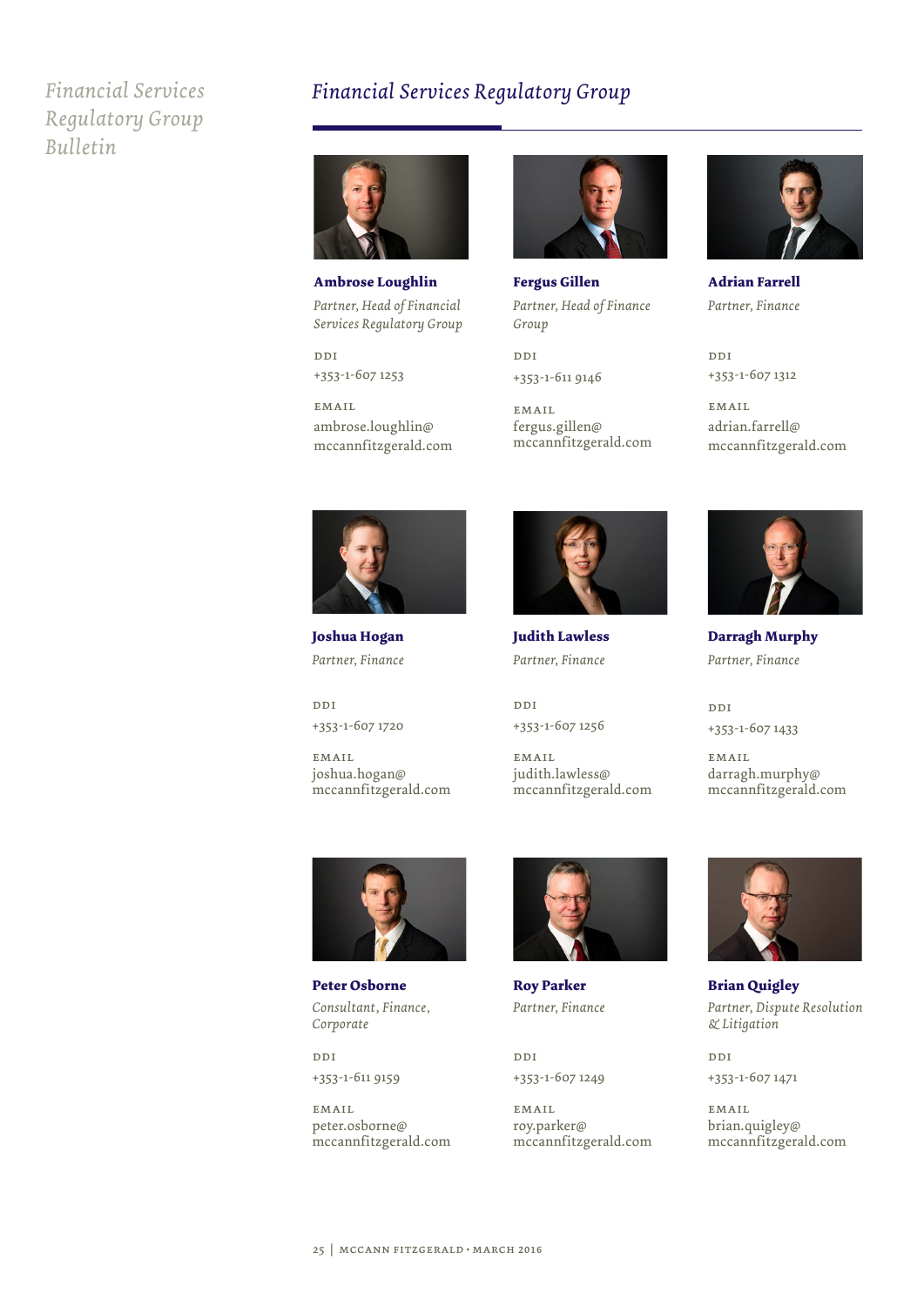## Financial Services Regulatory Group

**Ambrose Loughlin**
*Partner, Head of Financial Services Regulatory Group*

DDI
+353-1-607 1253

EMAIL
ambrose.loughlin@mccannfitzgerald.com

**Fergus Gillen**
*Partner, Head of Finance Group*

DDI
+353-1-611 9146

EMAIL
fergus.gillen@mccannfitzgerald.com

**Adrian Farrell**
*Partner, Finance*

DDI
+353-1-607 1312

EMAIL
adrian.farrell@mccannfitzgerald.com

**Joshua Hogan**
*Partner, Finance*

DDI
+353-1-607 1720

EMAIL
joshua.hogan@mccannfitzgerald.com

**Judith Lawless**
*Partner, Finance*

DDI
+353-1-607 1256

EMAIL
judith.lawless@mccannfitzgerald.com

**Darragh Murphy**
*Partner, Finance*

DDI
+353-1-607 1433

EMAIL
darragh.murphy@mccannfitzgerald.com

**Peter Osborne**
*Consultant, Finance, Corporate*

DDI
+353-1-611 9159

EMAIL
peter.osborne@mccannfitzgerald.com

**Roy Parker**
*Partner, Finance*

DDI
+353-1-607 1249

EMAIL
roy.parker@mccannfitzgerald.com

**Brian Quigley**
*Partner, Dispute Resolution & Litigation*

DDI
+353-1-607 1471

EMAIL
brian.quigley@mccannfitzgerald.com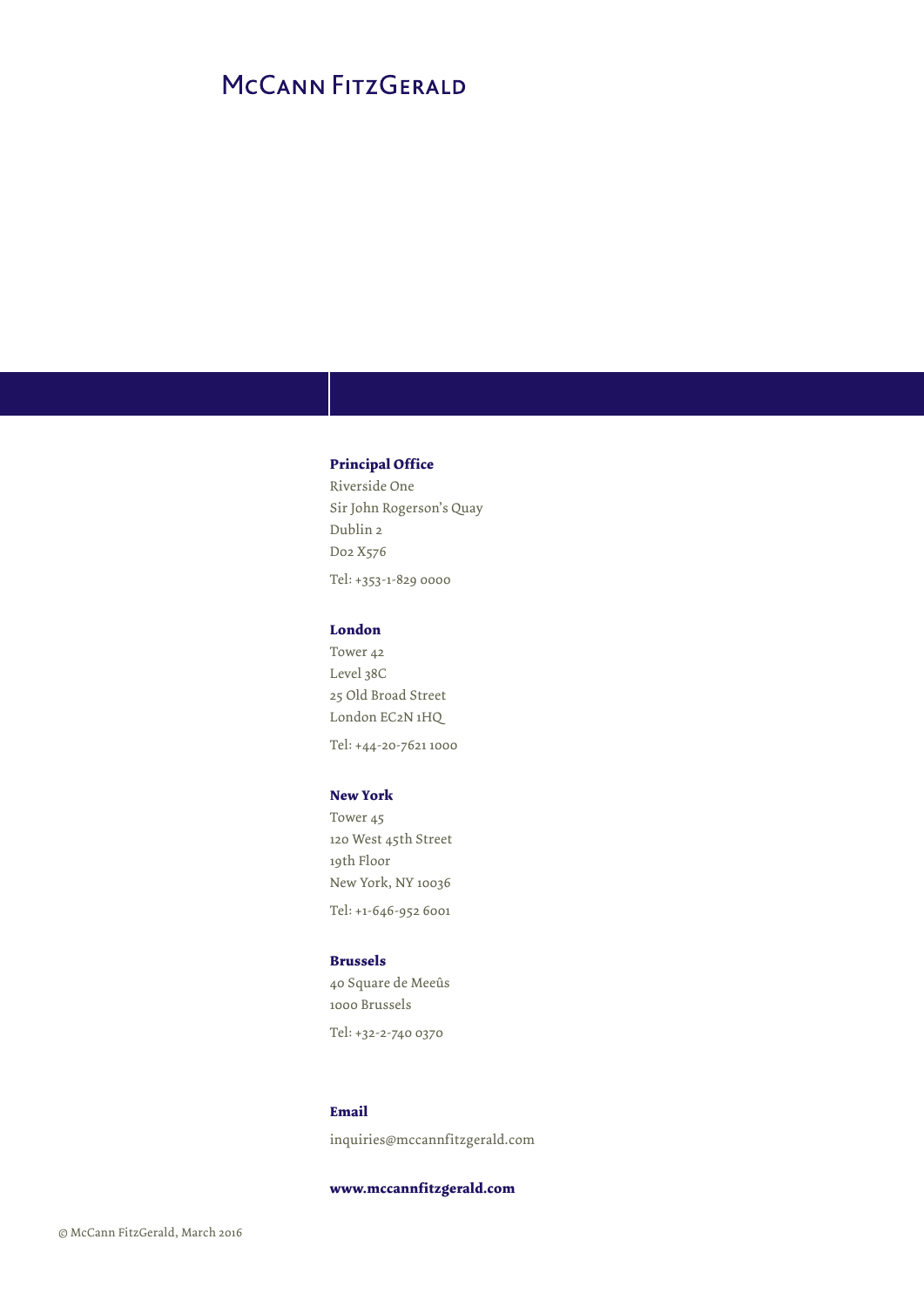# McCann FitzGerald

**Principal Office**
Riverside One
Sir John Rogerson's Quay
Dublin 2
D02 X576

Tel: +353-1-829 0000

**London**
Tower 42
Level 38C
25 Old Broad Street
London EC2N 1HQ

Tel: +44-20-7621 1000

**New York**
Tower 45
120 West 45th Street
19th Floor
New York, NY 10036

Tel: +1-646-952 6001

**Brussels**
40 Square de Meeûs
1000 Brussels

Tel: +32-2-740 0370

**Email**

inquiries@mccannfitzgerald.com

**www.mccannfitzgerald.com**

© McCann FitzGerald, March 2016